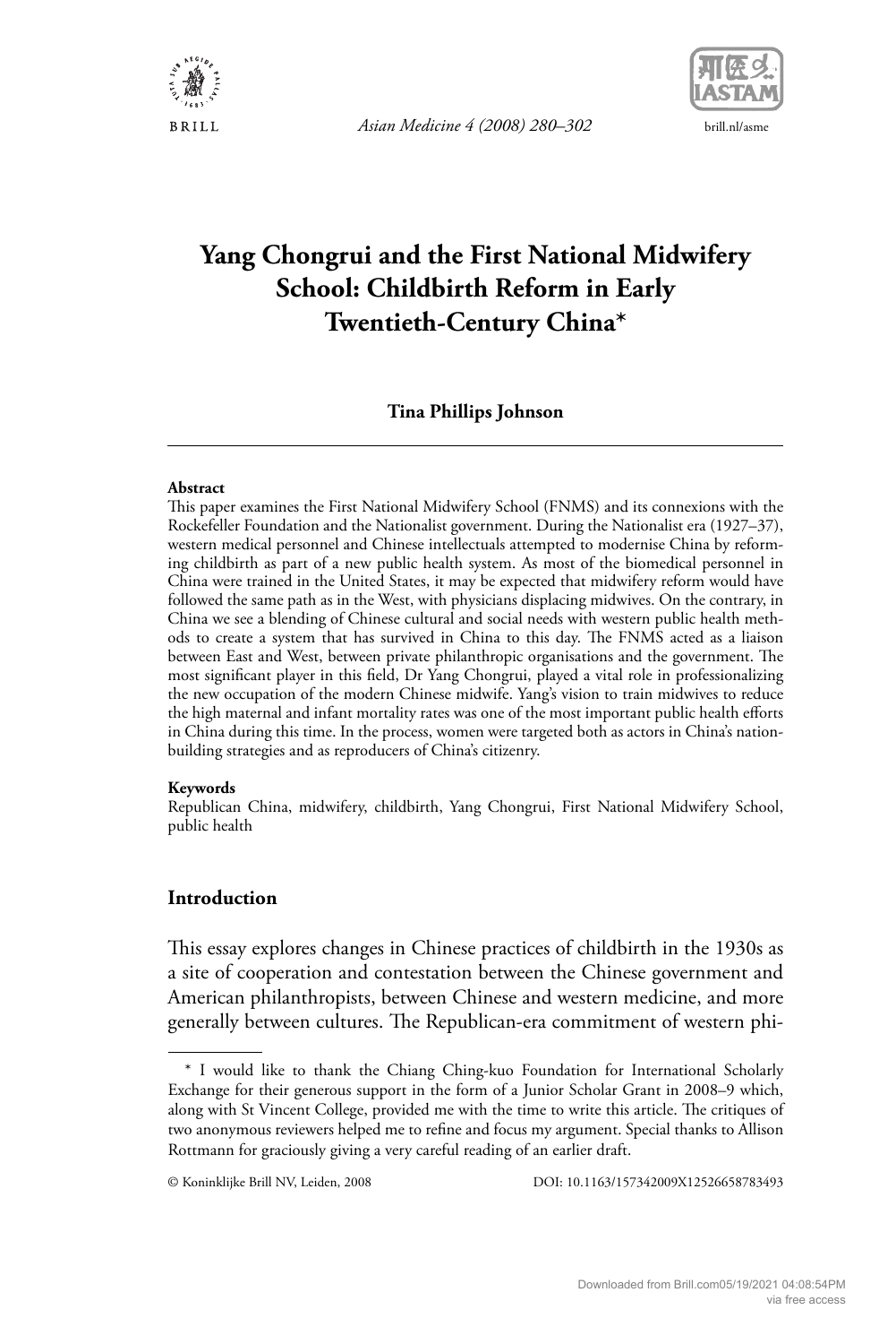# Yang Chongrui and the First National Midwifery School: Childbirth Reform in Early Twentieth-Century China*

**Tina Phillips Johnson**

**Abstract**

This paper examines the First National Midwifery School (FNMS) and its connexions with the Rockefeller Foundation and the Nationalist government. During the Nationalist era (1927–37), western medical personnel and Chinese intellectuals attempted to modernise China by reforming childbirth as part of a new public health system. As most of the biomedical personnel in China were trained in the United States, it may be expected that midwifery reform would have followed the same path as in the West, with physicians displacing midwives. On the contrary, in China we see a blending of Chinese cultural and social needs with western public health methods to create a system that has survived in China to this day. The FNMS acted as a liaison between East and West, between private philanthropic organisations and the government. The most significant player in this field, Dr Yang Chongrui, played a vital role in professionalizing the new occupation of the modern Chinese midwife. Yang's vision to train midwives to reduce the high maternal and infant mortality rates was one of the most important public health efforts in China during this time. In the process, women were targeted both as actors in China's nation-building strategies and as reproducers of China's citizenry.

**Keywords**

Republican China, midwifery, childbirth, Yang Chongrui, First National Midwifery School, public health

## Introduction

This essay explores changes in Chinese practices of childbirth in the 1930s as a site of cooperation and contestation between the Chinese government and American philanthropists, between Chinese and western medicine, and more generally between cultures. The Republican-era commitment of western phi-

\* I would like to thank the Chiang Ching-kuo Foundation for International Scholarly Exchange for their generous support in the form of a Junior Scholar Grant in 2008–9 which, along with St Vincent College, provided me with the time to write this article. The critiques of two anonymous reviewers helped me to refine and focus my argument. Special thanks to Allison Rottmann for graciously giving a very careful reading of an earlier draft.

© Koninklijke Brill NV, Leiden, 2008 DOI: 10.1163/157342009X12526658783493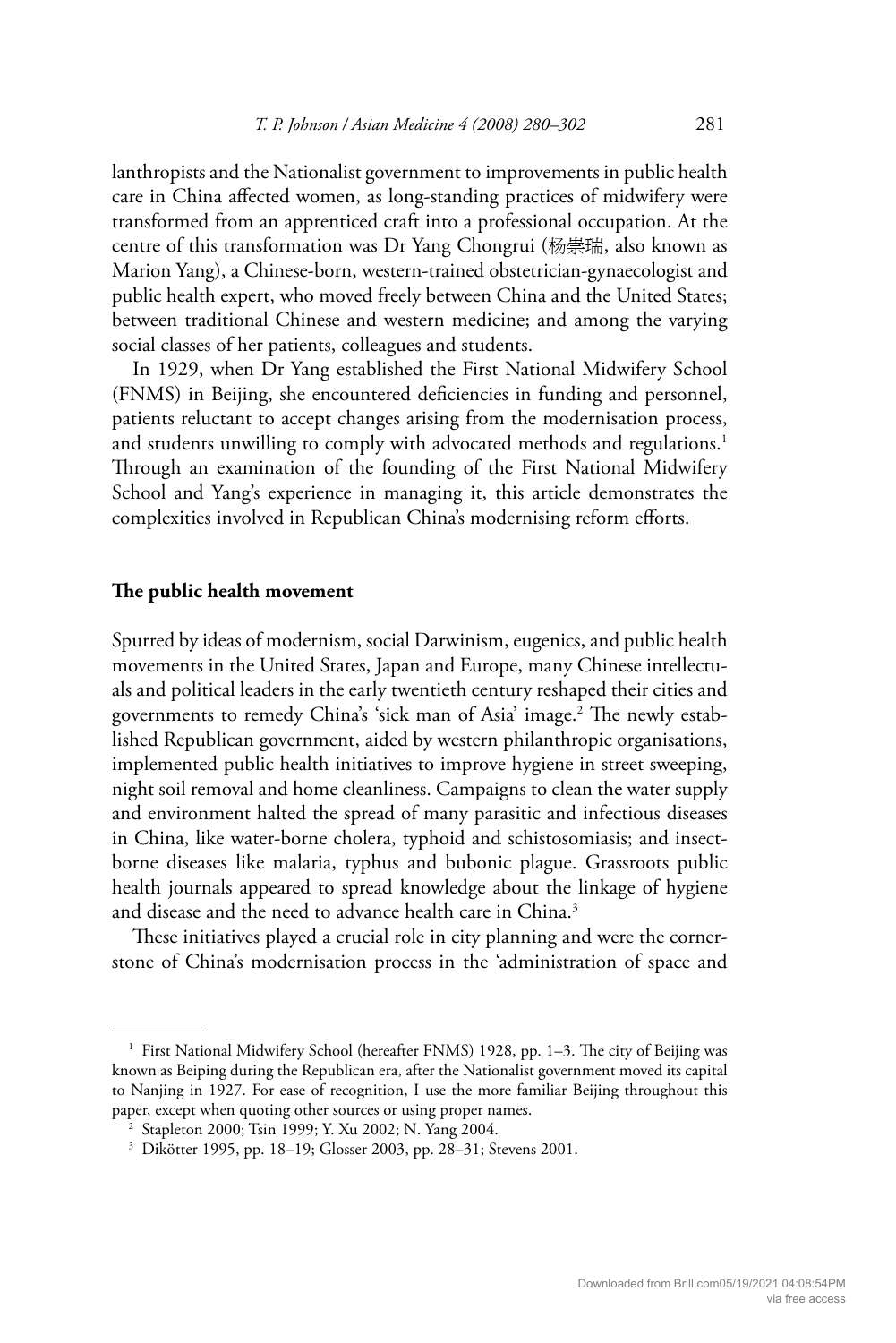lanthropists and the Nationalist government to improvements in public health care in China affected women, as long-standing practices of midwifery were transformed from an apprenticed craft into a professional occupation. At the centre of this transformation was Dr Yang Chongrui (杨崇瑞, also known as Marion Yang), a Chinese-born, western-trained obstetrician-gynaecologist and public health expert, who moved freely between China and the United States; between traditional Chinese and western medicine; and among the varying social classes of her patients, colleagues and students.

In 1929, when Dr Yang established the First National Midwifery School (FNMS) in Beijing, she encountered deficiencies in funding and personnel, patients reluctant to accept changes arising from the modernisation process, and students unwilling to comply with advocated methods and regulations.[1] Through an examination of the founding of the First National Midwifery School and Yang's experience in managing it, this article demonstrates the complexities involved in Republican China's modernising reform efforts.

## The public health movement

Spurred by ideas of modernism, social Darwinism, eugenics, and public health movements in the United States, Japan and Europe, many Chinese intellectuals and political leaders in the early twentieth century reshaped their cities and governments to remedy China's 'sick man of Asia' image.[2] The newly established Republican government, aided by western philanthropic organisations, implemented public health initiatives to improve hygiene in street sweeping, night soil removal and home cleanliness. Campaigns to clean the water supply and environment halted the spread of many parasitic and infectious diseases in China, like water-borne cholera, typhoid and schistosomiasis; and insect-borne diseases like malaria, typhus and bubonic plague. Grassroots public health journals appeared to spread knowledge about the linkage of hygiene and disease and the need to advance health care in China.[3]

These initiatives played a crucial role in city planning and were the cornerstone of China's modernisation process in the 'administration of space and

---

[1] First National Midwifery School (hereafter FNMS) 1928, pp. 1–3. The city of Beijing was known as Beiping during the Republican era, after the Nationalist government moved its capital to Nanjing in 1927. For ease of recognition, I use the more familiar Beijing throughout this paper, except when quoting other sources or using proper names.

[2] Stapleton 2000; Tsin 1999; Y. Xu 2002; N. Yang 2004.

[3] Dikötter 1995, pp. 18–19; Glosser 2003, pp. 28–31; Stevens 2001.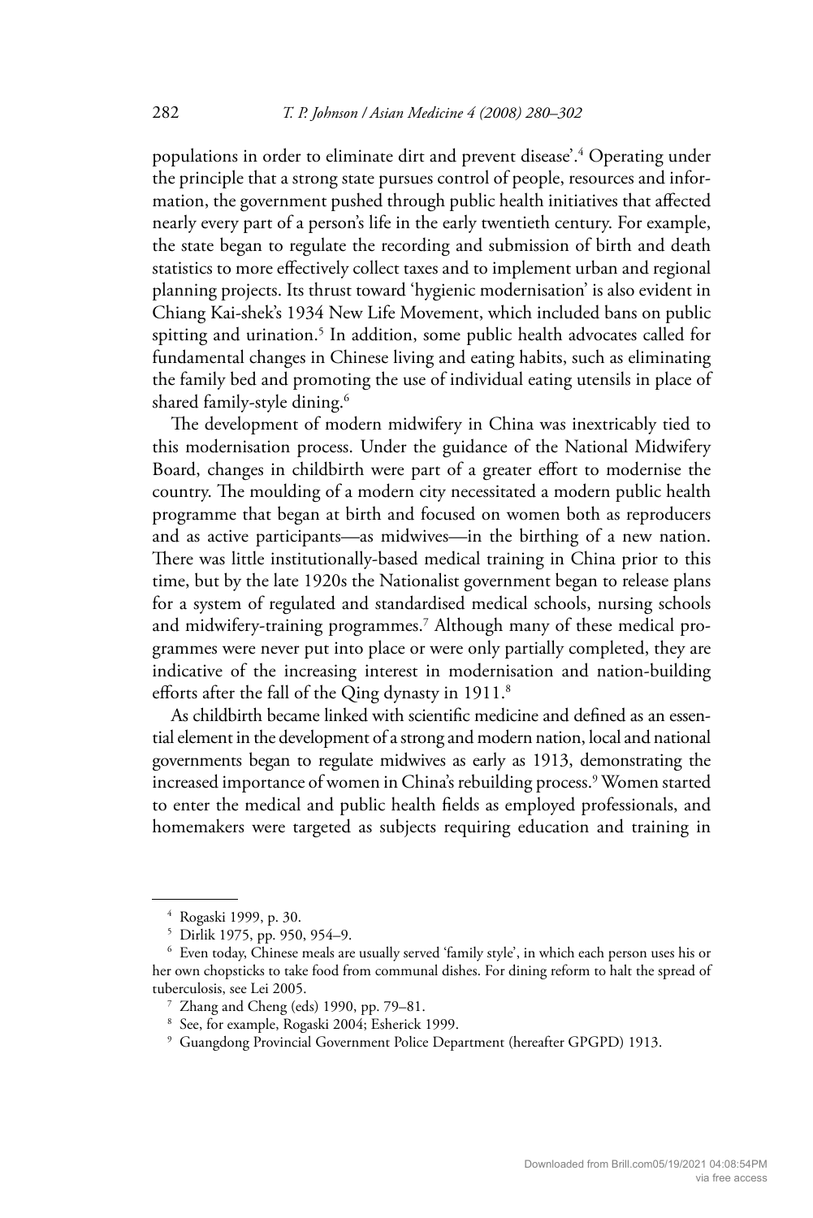populations in order to eliminate dirt and prevent disease'.[4] Operating under the principle that a strong state pursues control of people, resources and information, the government pushed through public health initiatives that affected nearly every part of a person's life in the early twentieth century. For example, the state began to regulate the recording and submission of birth and death statistics to more effectively collect taxes and to implement urban and regional planning projects. Its thrust toward 'hygienic modernisation' is also evident in Chiang Kai-shek's 1934 New Life Movement, which included bans on public spitting and urination.[5] In addition, some public health advocates called for fundamental changes in Chinese living and eating habits, such as eliminating the family bed and promoting the use of individual eating utensils in place of shared family-style dining.[6]

The development of modern midwifery in China was inextricably tied to this modernisation process. Under the guidance of the National Midwifery Board, changes in childbirth were part of a greater effort to modernise the country. The moulding of a modern city necessitated a modern public health programme that began at birth and focused on women both as reproducers and as active participants—as midwives—in the birthing of a new nation. There was little institutionally-based medical training in China prior to this time, but by the late 1920s the Nationalist government began to release plans for a system of regulated and standardised medical schools, nursing schools and midwifery-training programmes.[7] Although many of these medical programmes were never put into place or were only partially completed, they are indicative of the increasing interest in modernisation and nation-building efforts after the fall of the Qing dynasty in 1911.[8]

As childbirth became linked with scientific medicine and defined as an essential element in the development of a strong and modern nation, local and national governments began to regulate midwives as early as 1913, demonstrating the increased importance of women in China's rebuilding process.[9] Women started to enter the medical and public health fields as employed professionals, and homemakers were targeted as subjects requiring education and training in

---

[4] Rogaski 1999, p. 30.

[5] Dirlik 1975, pp. 950, 954–9.

[6] Even today, Chinese meals are usually served 'family style', in which each person uses his or her own chopsticks to take food from communal dishes. For dining reform to halt the spread of tuberculosis, see Lei 2005.

[7] Zhang and Cheng (eds) 1990, pp. 79–81.

[8] See, for example, Rogaski 2004; Esherick 1999.

[9] Guangdong Provincial Government Police Department (hereafter GPGPD) 1913.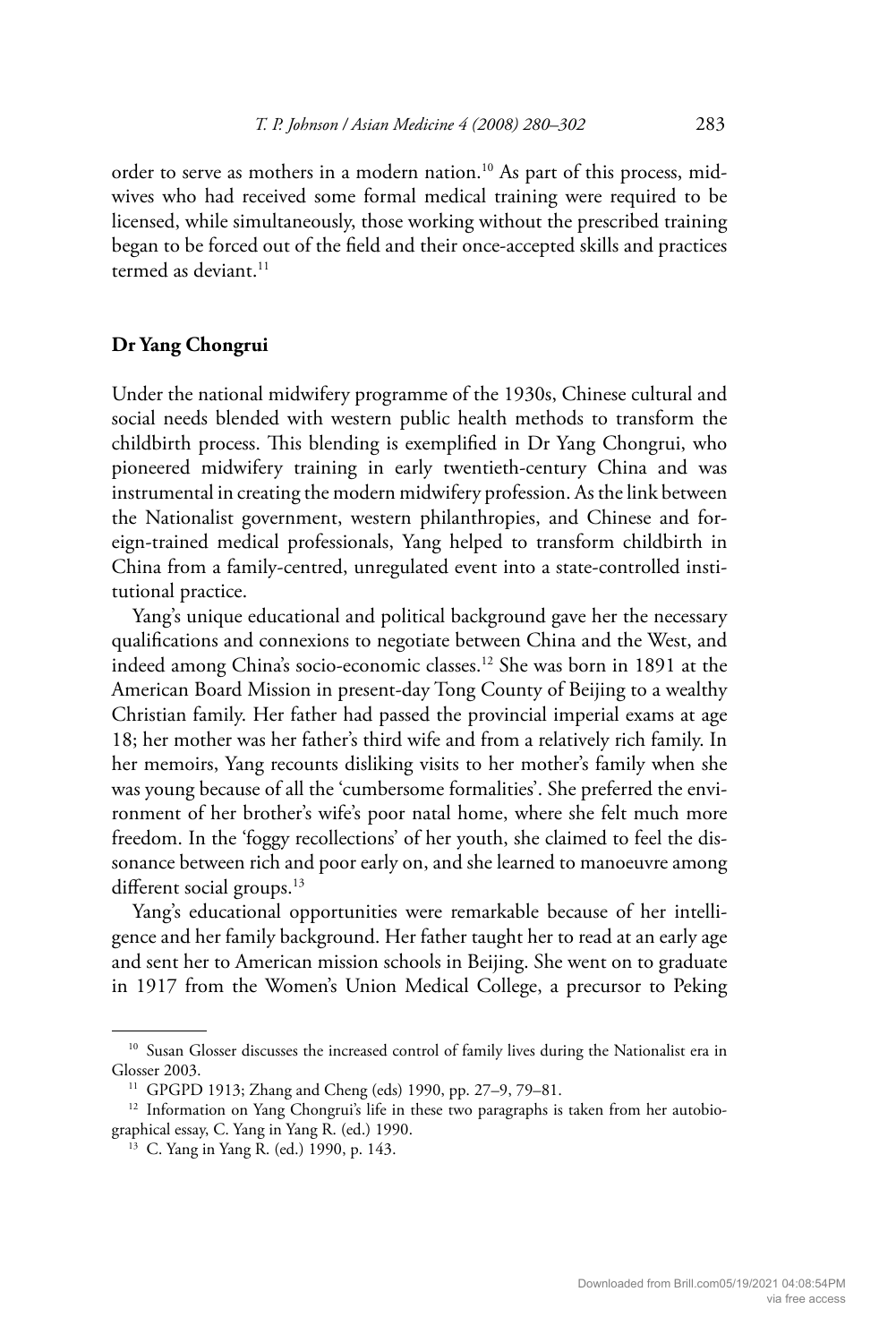order to serve as mothers in a modern nation.[10] As part of this process, midwives who had received some formal medical training were required to be licensed, while simultaneously, those working without the prescribed training began to be forced out of the field and their once-accepted skills and practices termed as deviant.[11]

## Dr Yang Chongrui

Under the national midwifery programme of the 1930s, Chinese cultural and social needs blended with western public health methods to transform the childbirth process. This blending is exemplified in Dr Yang Chongrui, who pioneered midwifery training in early twentieth-century China and was instrumental in creating the modern midwifery profession. As the link between the Nationalist government, western philanthropies, and Chinese and foreign-trained medical professionals, Yang helped to transform childbirth in China from a family-centred, unregulated event into a state-controlled institutional practice.

Yang's unique educational and political background gave her the necessary qualifications and connexions to negotiate between China and the West, and indeed among China's socio-economic classes.[12] She was born in 1891 at the American Board Mission in present-day Tong County of Beijing to a wealthy Christian family. Her father had passed the provincial imperial exams at age 18; her mother was her father's third wife and from a relatively rich family. In her memoirs, Yang recounts disliking visits to her mother's family when she was young because of all the 'cumbersome formalities'. She preferred the environment of her brother's wife's poor natal home, where she felt much more freedom. In the 'foggy recollections' of her youth, she claimed to feel the dissonance between rich and poor early on, and she learned to manoeuvre among different social groups.[13]

Yang's educational opportunities were remarkable because of her intelligence and her family background. Her father taught her to read at an early age and sent her to American mission schools in Beijing. She went on to graduate in 1917 from the Women's Union Medical College, a precursor to Peking

---

[10] Susan Glosser discusses the increased control of family lives during the Nationalist era in Glosser 2003.

[11] GPGPD 1913; Zhang and Cheng (eds) 1990, pp. 27–9, 79–81.

[12] Information on Yang Chongrui's life in these two paragraphs is taken from her autobiographical essay, C. Yang in Yang R. (ed.) 1990.

[13] C. Yang in Yang R. (ed.) 1990, p. 143.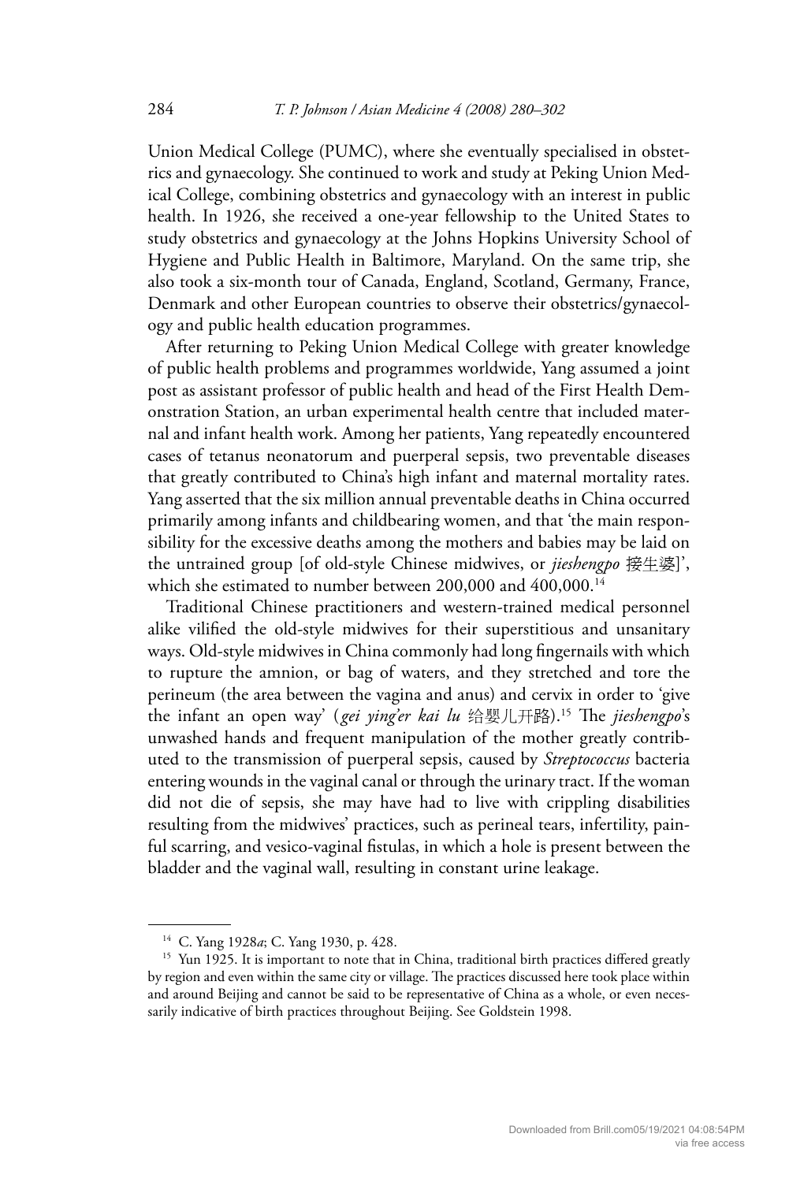Union Medical College (PUMC), where she eventually specialised in obstetrics and gynaecology. She continued to work and study at Peking Union Medical College, combining obstetrics and gynaecology with an interest in public health. In 1926, she received a one-year fellowship to the United States to study obstetrics and gynaecology at the Johns Hopkins University School of Hygiene and Public Health in Baltimore, Maryland. On the same trip, she also took a six-month tour of Canada, England, Scotland, Germany, France, Denmark and other European countries to observe their obstetrics/gynaecology and public health education programmes.

After returning to Peking Union Medical College with greater knowledge of public health problems and programmes worldwide, Yang assumed a joint post as assistant professor of public health and head of the First Health Demonstration Station, an urban experimental health centre that included maternal and infant health work. Among her patients, Yang repeatedly encountered cases of tetanus neonatorum and puerperal sepsis, two preventable diseases that greatly contributed to China's high infant and maternal mortality rates. Yang asserted that the six million annual preventable deaths in China occurred primarily among infants and childbearing women, and that 'the main responsibility for the excessive deaths among the mothers and babies may be laid on the untrained group [of old-style Chinese midwives, or *jieshengpo* 接生婆]', which she estimated to number between 200,000 and 400,000.[14]

Traditional Chinese practitioners and western-trained medical personnel alike vilified the old-style midwives for their superstitious and unsanitary ways. Old-style midwives in China commonly had long fingernails with which to rupture the amnion, or bag of waters, and they stretched and tore the perineum (the area between the vagina and anus) and cervix in order to 'give the infant an open way' (*gei ying'er kai lu* 给婴儿开路).[15] The *jieshengpo*'s unwashed hands and frequent manipulation of the mother greatly contributed to the transmission of puerperal sepsis, caused by *Streptococcus* bacteria entering wounds in the vaginal canal or through the urinary tract. If the woman did not die of sepsis, she may have had to live with crippling disabilities resulting from the midwives' practices, such as perineal tears, infertility, painful scarring, and vesico-vaginal fistulas, in which a hole is present between the bladder and the vaginal wall, resulting in constant urine leakage.

---

[14] C. Yang 1928*a*; C. Yang 1930, p. 428.

[15] Yun 1925. It is important to note that in China, traditional birth practices differed greatly by region and even within the same city or village. The practices discussed here took place within and around Beijing and cannot be said to be representative of China as a whole, or even necessarily indicative of birth practices throughout Beijing. See Goldstein 1998.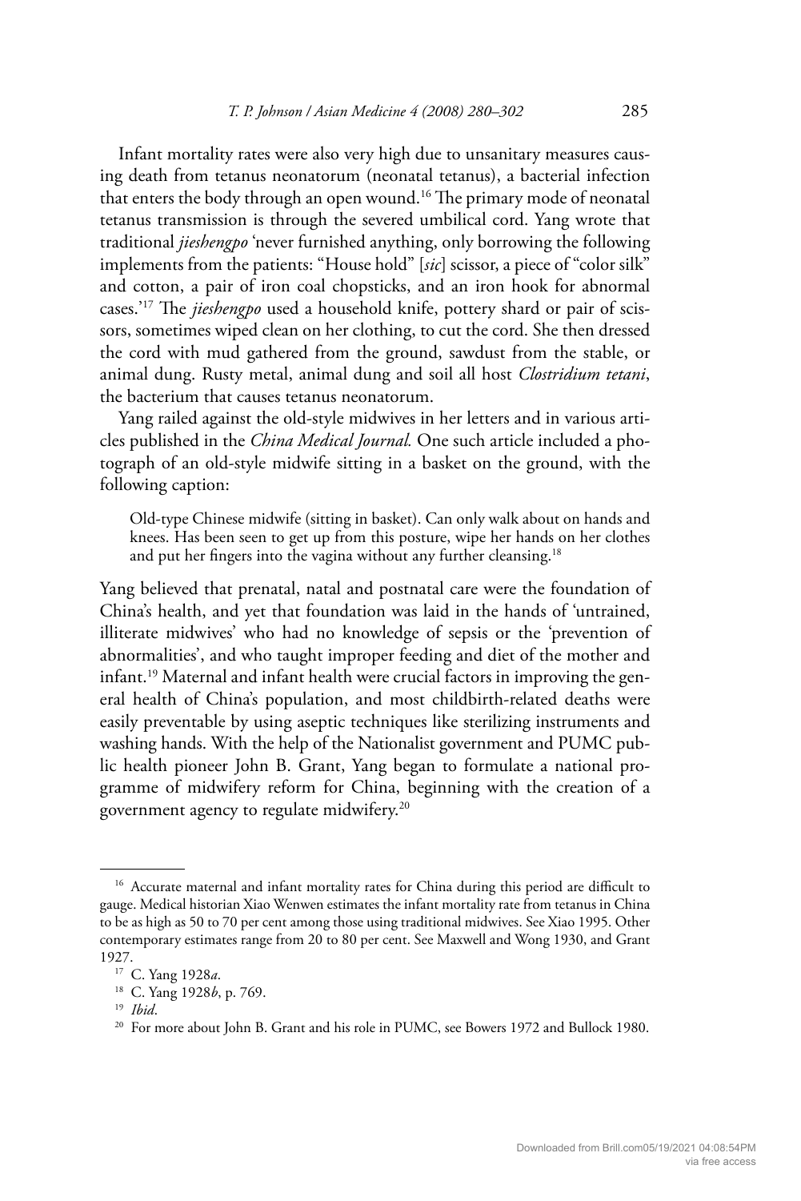Infant mortality rates were also very high due to unsanitary measures causing death from tetanus neonatorum (neonatal tetanus), a bacterial infection that enters the body through an open wound.[16] The primary mode of neonatal tetanus transmission is through the severed umbilical cord. Yang wrote that traditional *jieshengpo* 'never furnished anything, only borrowing the following implements from the patients: "House hold" [*sic*] scissor, a piece of "color silk" and cotton, a pair of iron coal chopsticks, and an iron hook for abnormal cases.'[17] The *jieshengpo* used a household knife, pottery shard or pair of scissors, sometimes wiped clean on her clothing, to cut the cord. She then dressed the cord with mud gathered from the ground, sawdust from the stable, or animal dung. Rusty metal, animal dung and soil all host *Clostridium tetani*, the bacterium that causes tetanus neonatorum.

Yang railed against the old-style midwives in her letters and in various articles published in the *China Medical Journal.* One such article included a photograph of an old-style midwife sitting in a basket on the ground, with the following caption:

> Old-type Chinese midwife (sitting in basket). Can only walk about on hands and knees. Has been seen to get up from this posture, wipe her hands on her clothes and put her fingers into the vagina without any further cleansing.[18]

Yang believed that prenatal, natal and postnatal care were the foundation of China's health, and yet that foundation was laid in the hands of 'untrained, illiterate midwives' who had no knowledge of sepsis or the 'prevention of abnormalities', and who taught improper feeding and diet of the mother and infant.[19] Maternal and infant health were crucial factors in improving the general health of China's population, and most childbirth-related deaths were easily preventable by using aseptic techniques like sterilizing instruments and washing hands. With the help of the Nationalist government and PUMC public health pioneer John B. Grant, Yang began to formulate a national programme of midwifery reform for China, beginning with the creation of a government agency to regulate midwifery.[20]

---

[16] Accurate maternal and infant mortality rates for China during this period are difficult to gauge. Medical historian Xiao Wenwen estimates the infant mortality rate from tetanus in China to be as high as 50 to 70 per cent among those using traditional midwives. See Xiao 1995. Other contemporary estimates range from 20 to 80 per cent. See Maxwell and Wong 1930, and Grant 1927.

[17] C. Yang 1928*a*.

[18] C. Yang 1928*b*, p. 769.

[19] *Ibid*.

[20] For more about John B. Grant and his role in PUMC, see Bowers 1972 and Bullock 1980.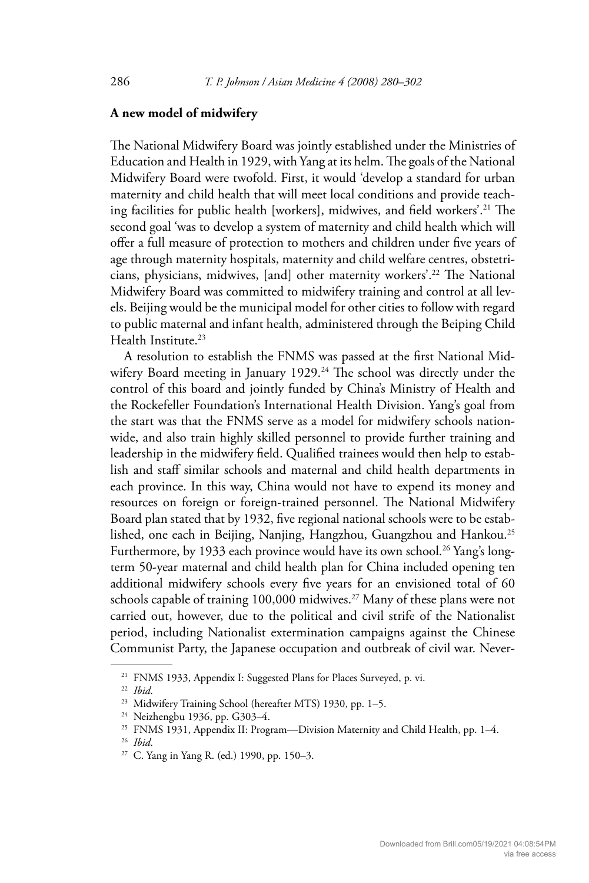## A new model of midwifery

The National Midwifery Board was jointly established under the Ministries of Education and Health in 1929, with Yang at its helm. The goals of the National Midwifery Board were twofold. First, it would 'develop a standard for urban maternity and child health that will meet local conditions and provide teaching facilities for public health [workers], midwives, and field workers'.[21] The second goal 'was to develop a system of maternity and child health which will offer a full measure of protection to mothers and children under five years of age through maternity hospitals, maternity and child welfare centres, obstetricians, physicians, midwives, [and] other maternity workers'.[22] The National Midwifery Board was committed to midwifery training and control at all levels. Beijing would be the municipal model for other cities to follow with regard to public maternal and infant health, administered through the Beiping Child Health Institute.[23]

A resolution to establish the FNMS was passed at the first National Midwifery Board meeting in January 1929.[24] The school was directly under the control of this board and jointly funded by China's Ministry of Health and the Rockefeller Foundation's International Health Division. Yang's goal from the start was that the FNMS serve as a model for midwifery schools nationwide, and also train highly skilled personnel to provide further training and leadership in the midwifery field. Qualified trainees would then help to establish and staff similar schools and maternal and child health departments in each province. In this way, China would not have to expend its money and resources on foreign or foreign-trained personnel. The National Midwifery Board plan stated that by 1932, five regional national schools were to be established, one each in Beijing, Nanjing, Hangzhou, Guangzhou and Hankou.[25] Furthermore, by 1933 each province would have its own school.[26] Yang's long-term 50-year maternal and child health plan for China included opening ten additional midwifery schools every five years for an envisioned total of 60 schools capable of training 100,000 midwives.[27] Many of these plans were not carried out, however, due to the political and civil strife of the Nationalist period, including Nationalist extermination campaigns against the Chinese Communist Party, the Japanese occupation and outbreak of civil war. Never-

[21] FNMS 1933, Appendix I: Suggested Plans for Places Surveyed, p. vi.

[22] *Ibid*.

[23] Midwifery Training School (hereafter MTS) 1930, pp. 1–5.

[24] Neizhengbu 1936, pp. G303–4.

[25] FNMS 1931, Appendix II: Program—Division Maternity and Child Health, pp. 1–4.

[26] *Ibid*.

[27] C. Yang in Yang R. (ed.) 1990, pp. 150–3.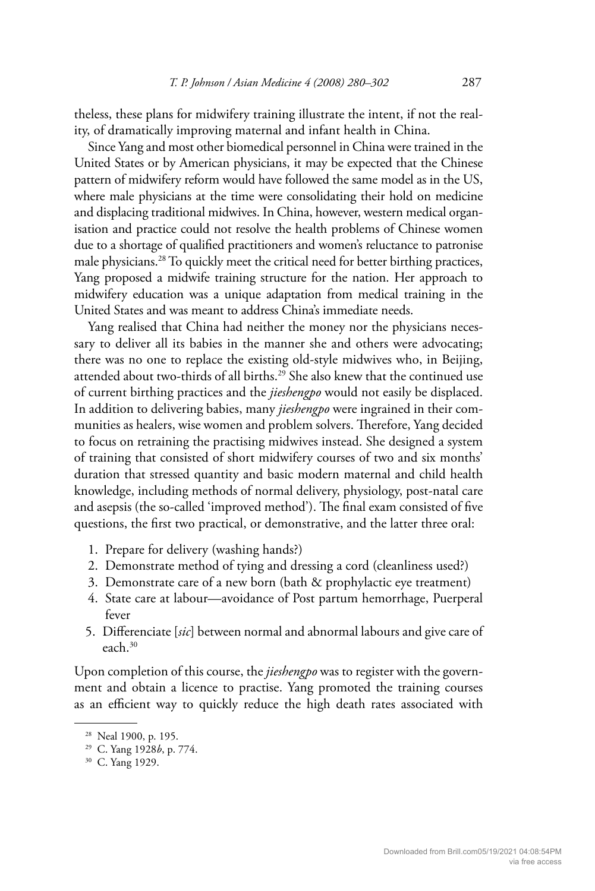theless, these plans for midwifery training illustrate the intent, if not the reality, of dramatically improving maternal and infant health in China.

Since Yang and most other biomedical personnel in China were trained in the United States or by American physicians, it may be expected that the Chinese pattern of midwifery reform would have followed the same model as in the US, where male physicians at the time were consolidating their hold on medicine and displacing traditional midwives. In China, however, western medical organisation and practice could not resolve the health problems of Chinese women due to a shortage of qualified practitioners and women's reluctance to patronise male physicians.[28] To quickly meet the critical need for better birthing practices, Yang proposed a midwife training structure for the nation. Her approach to midwifery education was a unique adaptation from medical training in the United States and was meant to address China's immediate needs.

Yang realised that China had neither the money nor the physicians necessary to deliver all its babies in the manner she and others were advocating; there was no one to replace the existing old-style midwives who, in Beijing, attended about two-thirds of all births.[29] She also knew that the continued use of current birthing practices and the *jieshengpo* would not easily be displaced. In addition to delivering babies, many *jieshengpo* were ingrained in their communities as healers, wise women and problem solvers. Therefore, Yang decided to focus on retraining the practising midwives instead. She designed a system of training that consisted of short midwifery courses of two and six months' duration that stressed quantity and basic modern maternal and child health knowledge, including methods of normal delivery, physiology, post-natal care and asepsis (the so-called 'improved method'). The final exam consisted of five questions, the first two practical, or demonstrative, and the latter three oral:

1. Prepare for delivery (washing hands?)
2. Demonstrate method of tying and dressing a cord (cleanliness used?)
3. Demonstrate care of a new born (bath & prophylactic eye treatment)
4. State care at labour—avoidance of Post partum hemorrhage, Puerperal fever
5. Differenciate [*sic*] between normal and abnormal labours and give care of each.[30]

Upon completion of this course, the *jieshengpo* was to register with the government and obtain a licence to practise. Yang promoted the training courses as an efficient way to quickly reduce the high death rates associated with

[28] Neal 1900, p. 195.

[29] C. Yang 1928*b*, p. 774.

[30] C. Yang 1929.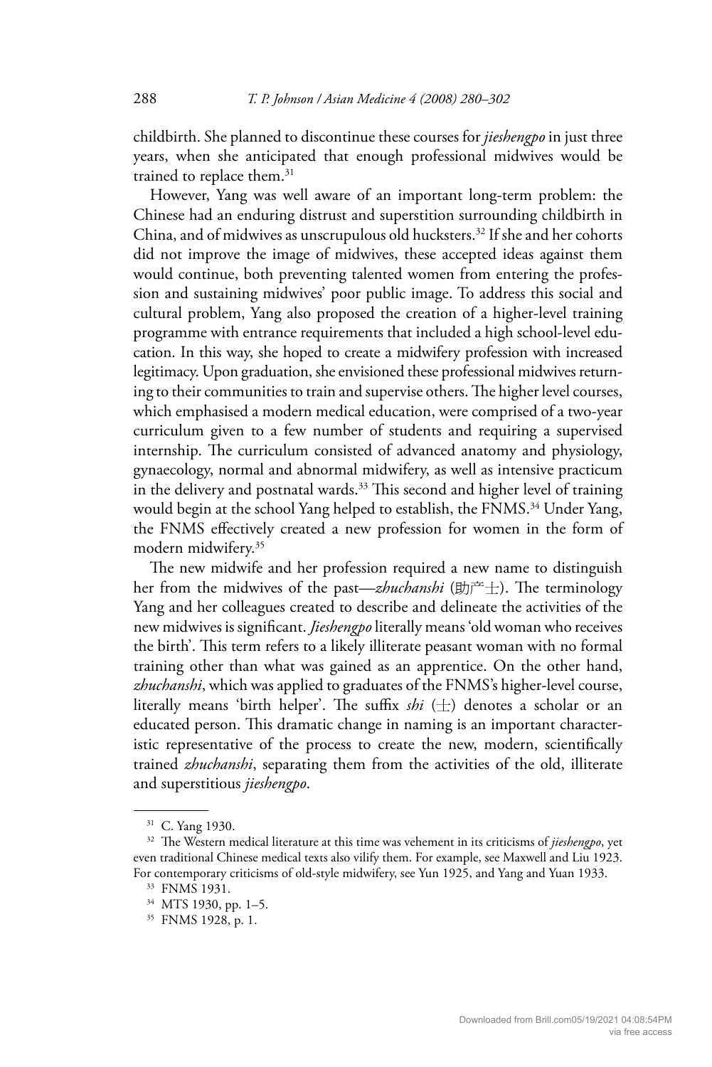childbirth. She planned to discontinue these courses for *jieshengpo* in just three years, when she anticipated that enough professional midwives would be trained to replace them.[31]

However, Yang was well aware of an important long-term problem: the Chinese had an enduring distrust and superstition surrounding childbirth in China, and of midwives as unscrupulous old hucksters.[32] If she and her cohorts did not improve the image of midwives, these accepted ideas against them would continue, both preventing talented women from entering the profession and sustaining midwives' poor public image. To address this social and cultural problem, Yang also proposed the creation of a higher-level training programme with entrance requirements that included a high school-level education. In this way, she hoped to create a midwifery profession with increased legitimacy. Upon graduation, she envisioned these professional midwives returning to their communities to train and supervise others. The higher level courses, which emphasised a modern medical education, were comprised of a two-year curriculum given to a few number of students and requiring a supervised internship. The curriculum consisted of advanced anatomy and physiology, gynaecology, normal and abnormal midwifery, as well as intensive practicum in the delivery and postnatal wards.[33] This second and higher level of training would begin at the school Yang helped to establish, the FNMS.[34] Under Yang, the FNMS effectively created a new profession for women in the form of modern midwifery.[35]

The new midwife and her profession required a new name to distinguish her from the midwives of the past—*zhuchanshi* (助产士). The terminology Yang and her colleagues created to describe and delineate the activities of the new midwives is significant. *Jieshengpo* literally means 'old woman who receives the birth'. This term refers to a likely illiterate peasant woman with no formal training other than what was gained as an apprentice. On the other hand, *zhuchanshi*, which was applied to graduates of the FNMS's higher-level course, literally means 'birth helper'. The suffix *shi* (士) denotes a scholar or an educated person. This dramatic change in naming is an important characteristic representative of the process to create the new, modern, scientifically trained *zhuchanshi*, separating them from the activities of the old, illiterate and superstitious *jieshengpo*.

---

[31] C. Yang 1930.

[32] The Western medical literature at this time was vehement in its criticisms of *jieshengpo*, yet even traditional Chinese medical texts also vilify them. For example, see Maxwell and Liu 1923. For contemporary criticisms of old-style midwifery, see Yun 1925, and Yang and Yuan 1933.

[33] FNMS 1931.

[34] MTS 1930, pp. 1–5.

[35] FNMS 1928, p. 1.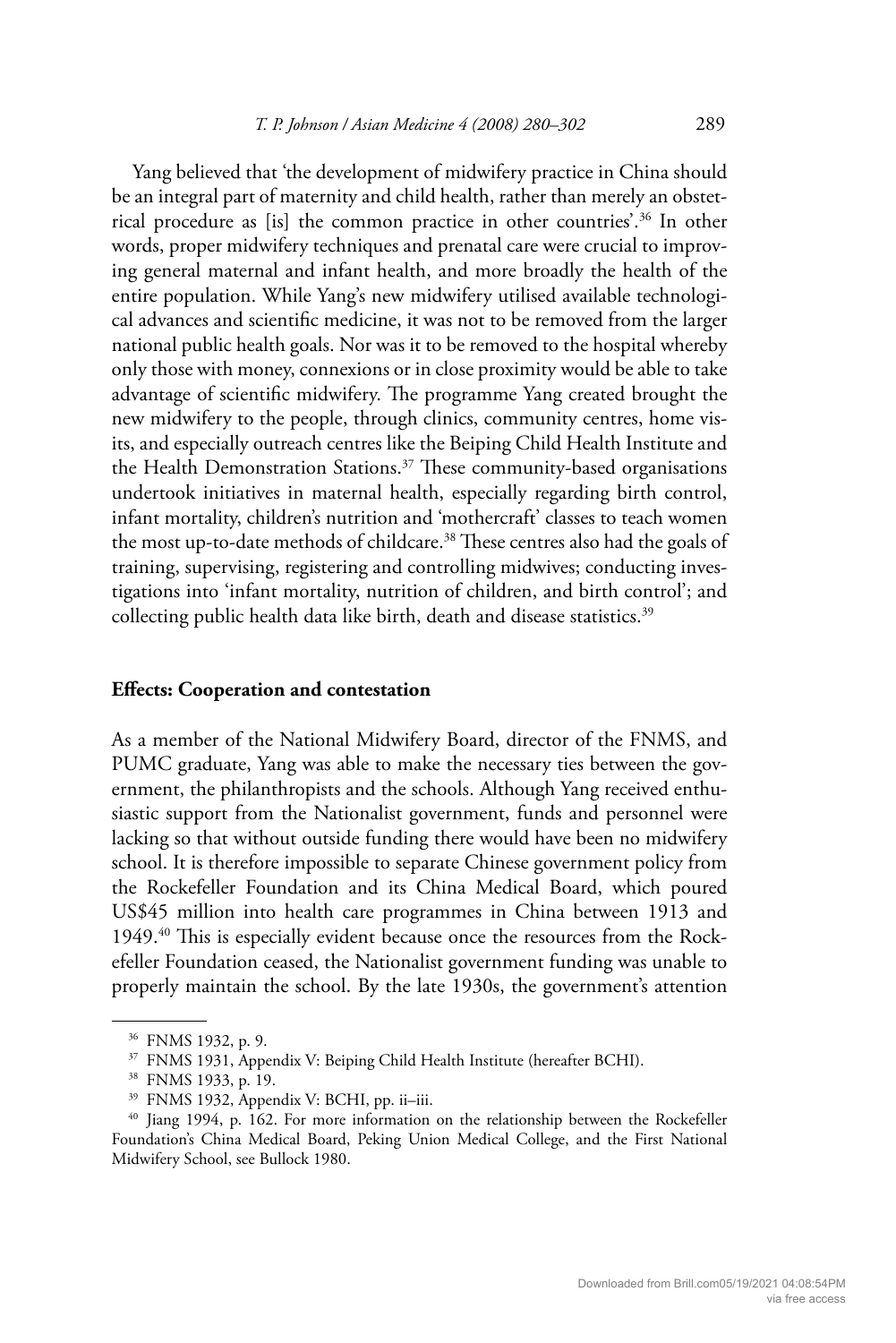Yang believed that 'the development of midwifery practice in China should be an integral part of maternity and child health, rather than merely an obstetrical procedure as [is] the common practice in other countries'.[36] In other words, proper midwifery techniques and prenatal care were crucial to improving general maternal and infant health, and more broadly the health of the entire population. While Yang's new midwifery utilised available technological advances and scientific medicine, it was not to be removed from the larger national public health goals. Nor was it to be removed to the hospital whereby only those with money, connexions or in close proximity would be able to take advantage of scientific midwifery. The programme Yang created brought the new midwifery to the people, through clinics, community centres, home visits, and especially outreach centres like the Beiping Child Health Institute and the Health Demonstration Stations.[37] These community-based organisations undertook initiatives in maternal health, especially regarding birth control, infant mortality, children's nutrition and 'mothercraft' classes to teach women the most up-to-date methods of childcare.[38] These centres also had the goals of training, supervising, registering and controlling midwives; conducting investigations into 'infant mortality, nutrition of children, and birth control'; and collecting public health data like birth, death and disease statistics.[39]

## Effects: Cooperation and contestation

As a member of the National Midwifery Board, director of the FNMS, and PUMC graduate, Yang was able to make the necessary ties between the government, the philanthropists and the schools. Although Yang received enthusiastic support from the Nationalist government, funds and personnel were lacking so that without outside funding there would have been no midwifery school. It is therefore impossible to separate Chinese government policy from the Rockefeller Foundation and its China Medical Board, which poured US$45 million into health care programmes in China between 1913 and 1949.[40] This is especially evident because once the resources from the Rockefeller Foundation ceased, the Nationalist government funding was unable to properly maintain the school. By the late 1930s, the government's attention

---

[36] FNMS 1932, p. 9.

[37] FNMS 1931, Appendix V: Beiping Child Health Institute (hereafter BCHI).

[38] FNMS 1933, p. 19.

[39] FNMS 1932, Appendix V: BCHI, pp. ii–iii.

[40] Jiang 1994, p. 162. For more information on the relationship between the Rockefeller Foundation's China Medical Board, Peking Union Medical College, and the First National Midwifery School, see Bullock 1980.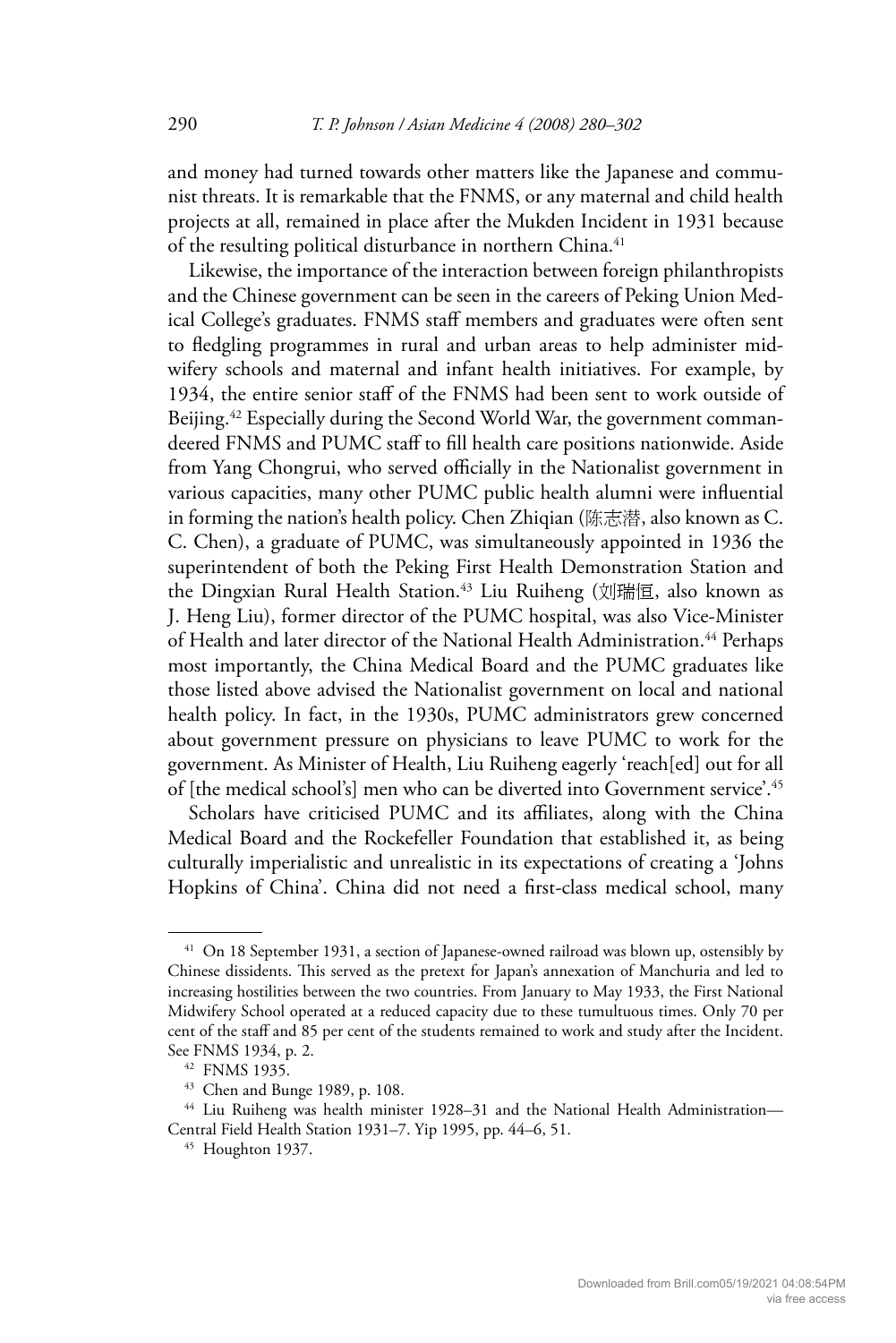and money had turned towards other matters like the Japanese and communist threats. It is remarkable that the FNMS, or any maternal and child health projects at all, remained in place after the Mukden Incident in 1931 because of the resulting political disturbance in northern China.[41]

Likewise, the importance of the interaction between foreign philanthropists and the Chinese government can be seen in the careers of Peking Union Medical College's graduates. FNMS staff members and graduates were often sent to fledgling programmes in rural and urban areas to help administer midwifery schools and maternal and infant health initiatives. For example, by 1934, the entire senior staff of the FNMS had been sent to work outside of Beijing.[42] Especially during the Second World War, the government commandeered FNMS and PUMC staff to fill health care positions nationwide. Aside from Yang Chongrui, who served officially in the Nationalist government in various capacities, many other PUMC public health alumni were influential in forming the nation's health policy. Chen Zhiqian (陈志潜, also known as C. C. Chen), a graduate of PUMC, was simultaneously appointed in 1936 the superintendent of both the Peking First Health Demonstration Station and the Dingxian Rural Health Station.[43] Liu Ruiheng (刘瑞恒, also known as J. Heng Liu), former director of the PUMC hospital, was also Vice-Minister of Health and later director of the National Health Administration.[44] Perhaps most importantly, the China Medical Board and the PUMC graduates like those listed above advised the Nationalist government on local and national health policy. In fact, in the 1930s, PUMC administrators grew concerned about government pressure on physicians to leave PUMC to work for the government. As Minister of Health, Liu Ruiheng eagerly 'reach[ed] out for all of [the medical school's] men who can be diverted into Government service'.[45]

Scholars have criticised PUMC and its affiliates, along with the China Medical Board and the Rockefeller Foundation that established it, as being culturally imperialistic and unrealistic in its expectations of creating a 'Johns Hopkins of China'. China did not need a first-class medical school, many

---

[41] On 18 September 1931, a section of Japanese-owned railroad was blown up, ostensibly by Chinese dissidents. This served as the pretext for Japan's annexation of Manchuria and led to increasing hostilities between the two countries. From January to May 1933, the First National Midwifery School operated at a reduced capacity due to these tumultuous times. Only 70 per cent of the staff and 85 per cent of the students remained to work and study after the Incident. See FNMS 1934, p. 2.

[42] FNMS 1935.

[43] Chen and Bunge 1989, p. 108.

[44] Liu Ruiheng was health minister 1928–31 and the National Health Administration—Central Field Health Station 1931–7. Yip 1995, pp. 44–6, 51.

[45] Houghton 1937.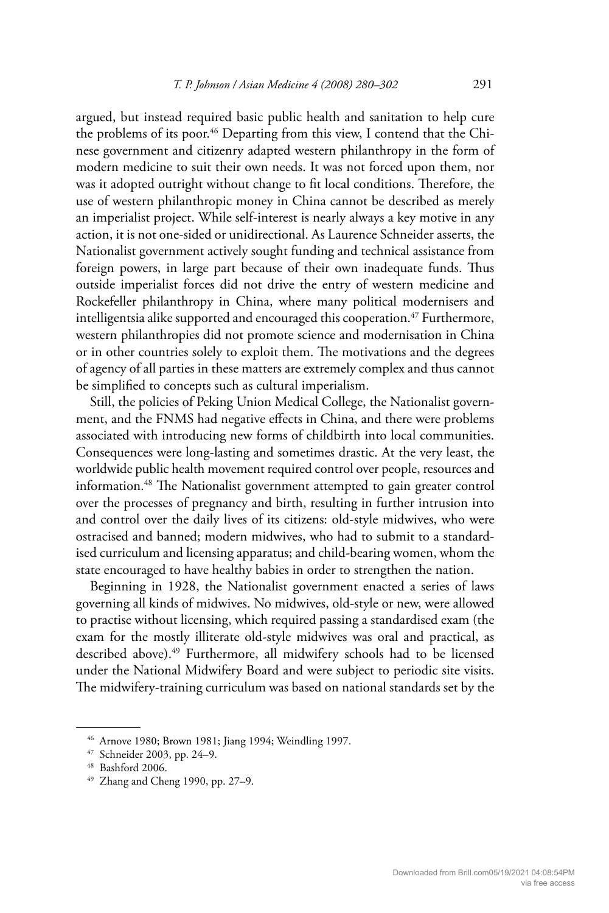argued, but instead required basic public health and sanitation to help cure the problems of its poor.[46] Departing from this view, I contend that the Chinese government and citizenry adapted western philanthropy in the form of modern medicine to suit their own needs. It was not forced upon them, nor was it adopted outright without change to fit local conditions. Therefore, the use of western philanthropic money in China cannot be described as merely an imperialist project. While self-interest is nearly always a key motive in any action, it is not one-sided or unidirectional. As Laurence Schneider asserts, the Nationalist government actively sought funding and technical assistance from foreign powers, in large part because of their own inadequate funds. Thus outside imperialist forces did not drive the entry of western medicine and Rockefeller philanthropy in China, where many political modernisers and intelligentsia alike supported and encouraged this cooperation.[47] Furthermore, western philanthropies did not promote science and modernisation in China or in other countries solely to exploit them. The motivations and the degrees of agency of all parties in these matters are extremely complex and thus cannot be simplified to concepts such as cultural imperialism.

Still, the policies of Peking Union Medical College, the Nationalist government, and the FNMS had negative effects in China, and there were problems associated with introducing new forms of childbirth into local communities. Consequences were long-lasting and sometimes drastic. At the very least, the worldwide public health movement required control over people, resources and information.[48] The Nationalist government attempted to gain greater control over the processes of pregnancy and birth, resulting in further intrusion into and control over the daily lives of its citizens: old-style midwives, who were ostracised and banned; modern midwives, who had to submit to a standardised curriculum and licensing apparatus; and child-bearing women, whom the state encouraged to have healthy babies in order to strengthen the nation.

Beginning in 1928, the Nationalist government enacted a series of laws governing all kinds of midwives. No midwives, old-style or new, were allowed to practise without licensing, which required passing a standardised exam (the exam for the mostly illiterate old-style midwives was oral and practical, as described above).[49] Furthermore, all midwifery schools had to be licensed under the National Midwifery Board and were subject to periodic site visits. The midwifery-training curriculum was based on national standards set by the

---

[46] Arnove 1980; Brown 1981; Jiang 1994; Weindling 1997.

[47] Schneider 2003, pp. 24–9.

[48] Bashford 2006.

[49] Zhang and Cheng 1990, pp. 27–9.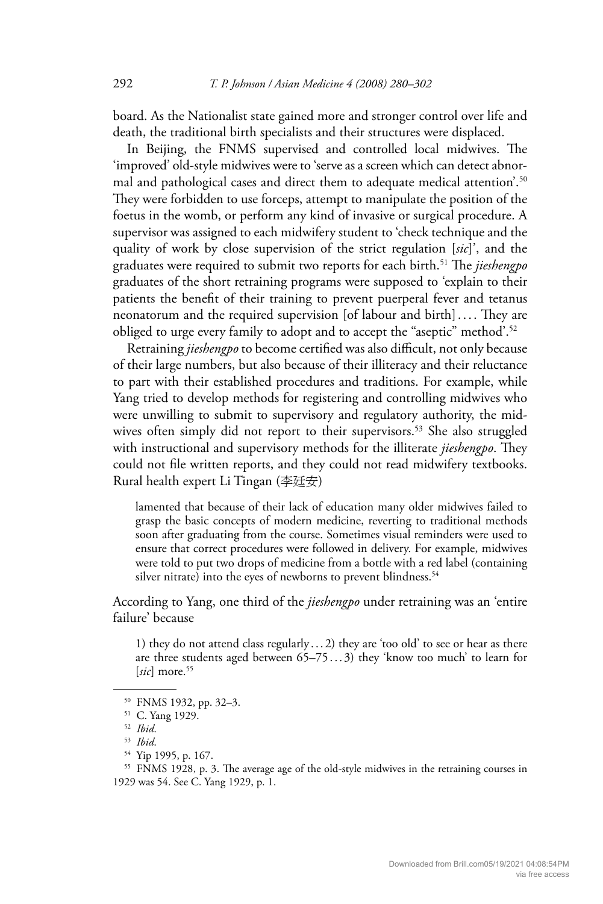board. As the Nationalist state gained more and stronger control over life and death, the traditional birth specialists and their structures were displaced.

In Beijing, the FNMS supervised and controlled local midwives. The 'improved' old-style midwives were to 'serve as a screen which can detect abnormal and pathological cases and direct them to adequate medical attention'.[50] They were forbidden to use forceps, attempt to manipulate the position of the foetus in the womb, or perform any kind of invasive or surgical procedure. A supervisor was assigned to each midwifery student to 'check technique and the quality of work by close supervision of the strict regulation [*sic*]', and the graduates were required to submit two reports for each birth.[51] The *jieshengpo* graduates of the short retraining programs were supposed to 'explain to their patients the benefit of their training to prevent puerperal fever and tetanus neonatorum and the required supervision [of labour and birth] . . . . They are obliged to urge every family to adopt and to accept the "aseptic" method'.[52]

Retraining *jieshengpo* to become certified was also difficult, not only because of their large numbers, but also because of their illiteracy and their reluctance to part with their established procedures and traditions. For example, while Yang tried to develop methods for registering and controlling midwives who were unwilling to submit to supervisory and regulatory authority, the midwives often simply did not report to their supervisors.[53] She also struggled with instructional and supervisory methods for the illiterate *jieshengpo*. They could not file written reports, and they could not read midwifery textbooks. Rural health expert Li Tingan (李廷安)

> lamented that because of their lack of education many older midwives failed to grasp the basic concepts of modern medicine, reverting to traditional methods soon after graduating from the course. Sometimes visual reminders were used to ensure that correct procedures were followed in delivery. For example, midwives were told to put two drops of medicine from a bottle with a red label (containing silver nitrate) into the eyes of newborns to prevent blindness.[54]

According to Yang, one third of the *jieshengpo* under retraining was an 'entire failure' because

> 1) they do not attend class regularly . . . 2) they are 'too old' to see or hear as there are three students aged between 65–75 . . . 3) they 'know too much' to learn for [*sic*] more.[55]

---

[50] FNMS 1932, pp. 32–3.

[51] C. Yang 1929.

[52] *Ibid*.

[53] *Ibid*.

[54] Yip 1995, p. 167.

[55] FNMS 1928, p. 3. The average age of the old-style midwives in the retraining courses in 1929 was 54. See C. Yang 1929, p. 1.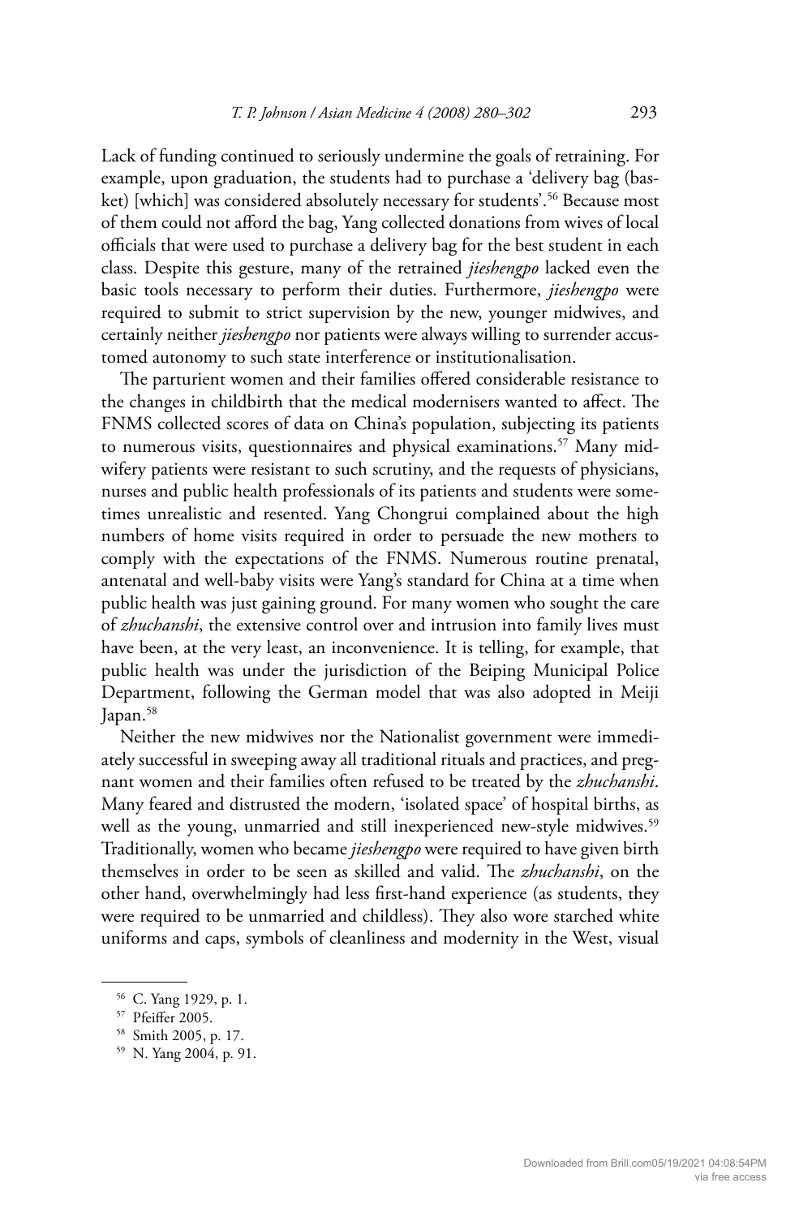Lack of funding continued to seriously undermine the goals of retraining. For example, upon graduation, the students had to purchase a 'delivery bag (basket) [which] was considered absolutely necessary for students'.[56] Because most of them could not afford the bag, Yang collected donations from wives of local officials that were used to purchase a delivery bag for the best student in each class. Despite this gesture, many of the retrained *jieshengpo* lacked even the basic tools necessary to perform their duties. Furthermore, *jieshengpo* were required to submit to strict supervision by the new, younger midwives, and certainly neither *jieshengpo* nor patients were always willing to surrender accustomed autonomy to such state interference or institutionalisation.

The parturient women and their families offered considerable resistance to the changes in childbirth that the medical modernisers wanted to affect. The FNMS collected scores of data on China's population, subjecting its patients to numerous visits, questionnaires and physical examinations.[57] Many midwifery patients were resistant to such scrutiny, and the requests of physicians, nurses and public health professionals of its patients and students were sometimes unrealistic and resented. Yang Chongrui complained about the high numbers of home visits required in order to persuade the new mothers to comply with the expectations of the FNMS. Numerous routine prenatal, antenatal and well-baby visits were Yang's standard for China at a time when public health was just gaining ground. For many women who sought the care of *zhuchanshi*, the extensive control over and intrusion into family lives must have been, at the very least, an inconvenience. It is telling, for example, that public health was under the jurisdiction of the Beiping Municipal Police Department, following the German model that was also adopted in Meiji Japan.[58]

Neither the new midwives nor the Nationalist government were immediately successful in sweeping away all traditional rituals and practices, and pregnant women and their families often refused to be treated by the *zhuchanshi*. Many feared and distrusted the modern, 'isolated space' of hospital births, as well as the young, unmarried and still inexperienced new-style midwives.[59] Traditionally, women who became *jieshengpo* were required to have given birth themselves in order to be seen as skilled and valid. The *zhuchanshi*, on the other hand, overwhelmingly had less first-hand experience (as students, they were required to be unmarried and childless). They also wore starched white uniforms and caps, symbols of cleanliness and modernity in the West, visual

[56] C. Yang 1929, p. 1.

[57] Pfeiffer 2005.

[58] Smith 2005, p. 17.

[59] N. Yang 2004, p. 91.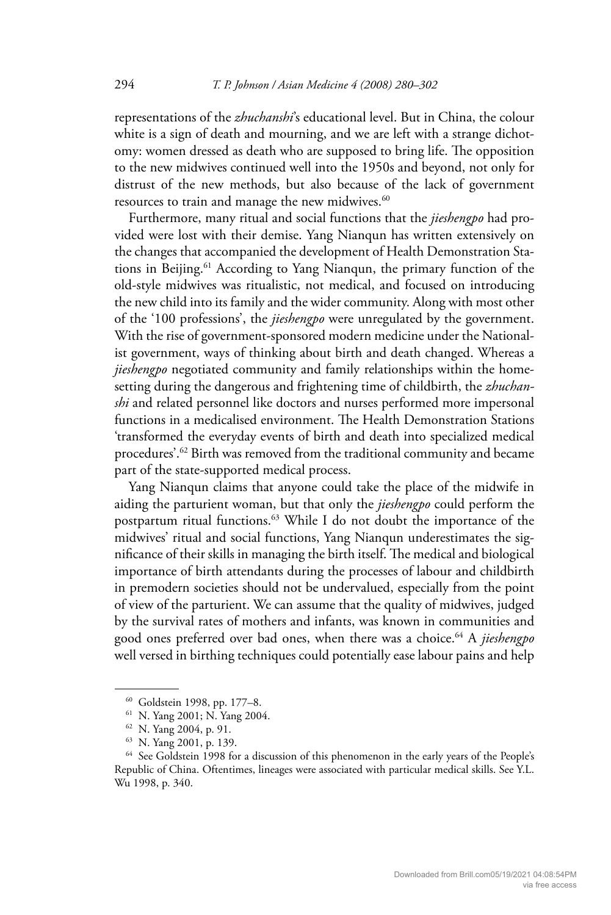representations of the *zhuchanshi*'s educational level. But in China, the colour white is a sign of death and mourning, and we are left with a strange dichotomy: women dressed as death who are supposed to bring life. The opposition to the new midwives continued well into the 1950s and beyond, not only for distrust of the new methods, but also because of the lack of government resources to train and manage the new midwives.[60]

Furthermore, many ritual and social functions that the *jieshengpo* had provided were lost with their demise. Yang Nianqun has written extensively on the changes that accompanied the development of Health Demonstration Stations in Beijing.[61] According to Yang Nianqun, the primary function of the old-style midwives was ritualistic, not medical, and focused on introducing the new child into its family and the wider community. Along with most other of the '100 professions', the *jieshengpo* were unregulated by the government. With the rise of government-sponsored modern medicine under the Nationalist government, ways of thinking about birth and death changed. Whereas a *jieshengpo* negotiated community and family relationships within the home-setting during the dangerous and frightening time of childbirth, the *zhuchanshi* and related personnel like doctors and nurses performed more impersonal functions in a medicalised environment. The Health Demonstration Stations 'transformed the everyday events of birth and death into specialized medical procedures'.[62] Birth was removed from the traditional community and became part of the state-supported medical process.

Yang Nianqun claims that anyone could take the place of the midwife in aiding the parturient woman, but that only the *jieshengpo* could perform the postpartum ritual functions.[63] While I do not doubt the importance of the midwives' ritual and social functions, Yang Nianqun underestimates the significance of their skills in managing the birth itself. The medical and biological importance of birth attendants during the processes of labour and childbirth in premodern societies should not be undervalued, especially from the point of view of the parturient. We can assume that the quality of midwives, judged by the survival rates of mothers and infants, was known in communities and good ones preferred over bad ones, when there was a choice.[64] A *jieshengpo* well versed in birthing techniques could potentially ease labour pains and help

---

[60] Goldstein 1998, pp. 177–8.

[61] N. Yang 2001; N. Yang 2004.

[62] N. Yang 2004, p. 91.

[63] N. Yang 2001, p. 139.

[64] See Goldstein 1998 for a discussion of this phenomenon in the early years of the People's Republic of China. Oftentimes, lineages were associated with particular medical skills. See Y.L. Wu 1998, p. 340.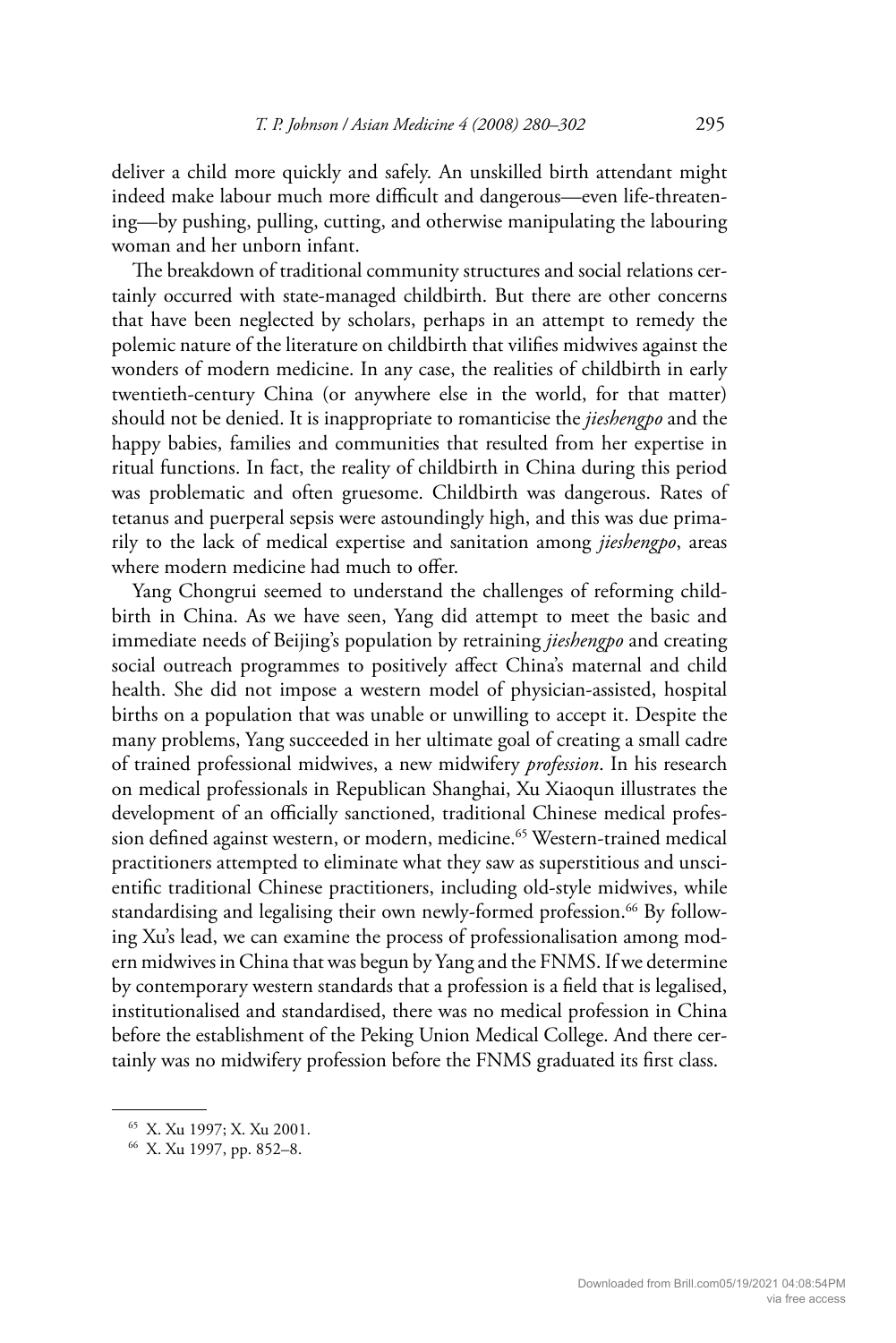deliver a child more quickly and safely. An unskilled birth attendant might indeed make labour much more difficult and dangerous—even life-threatening—by pushing, pulling, cutting, and otherwise manipulating the labouring woman and her unborn infant.

The breakdown of traditional community structures and social relations certainly occurred with state-managed childbirth. But there are other concerns that have been neglected by scholars, perhaps in an attempt to remedy the polemic nature of the literature on childbirth that vilifies midwives against the wonders of modern medicine. In any case, the realities of childbirth in early twentieth-century China (or anywhere else in the world, for that matter) should not be denied. It is inappropriate to romanticise the *jieshengpo* and the happy babies, families and communities that resulted from her expertise in ritual functions. In fact, the reality of childbirth in China during this period was problematic and often gruesome. Childbirth was dangerous. Rates of tetanus and puerperal sepsis were astoundingly high, and this was due primarily to the lack of medical expertise and sanitation among *jieshengpo*, areas where modern medicine had much to offer.

Yang Chongrui seemed to understand the challenges of reforming childbirth in China. As we have seen, Yang did attempt to meet the basic and immediate needs of Beijing's population by retraining *jieshengpo* and creating social outreach programmes to positively affect China's maternal and child health. She did not impose a western model of physician-assisted, hospital births on a population that was unable or unwilling to accept it. Despite the many problems, Yang succeeded in her ultimate goal of creating a small cadre of trained professional midwives, a new midwifery *profession*. In his research on medical professionals in Republican Shanghai, Xu Xiaoqun illustrates the development of an officially sanctioned, traditional Chinese medical profession defined against western, or modern, medicine.[65] Western-trained medical practitioners attempted to eliminate what they saw as superstitious and unscientific traditional Chinese practitioners, including old-style midwives, while standardising and legalising their own newly-formed profession.[66] By following Xu's lead, we can examine the process of professionalisation among modern midwives in China that was begun by Yang and the FNMS. If we determine by contemporary western standards that a profession is a field that is legalised, institutionalised and standardised, there was no medical profession in China before the establishment of the Peking Union Medical College. And there certainly was no midwifery profession before the FNMS graduated its first class.

[65] X. Xu 1997; X. Xu 2001.

[66] X. Xu 1997, pp. 852–8.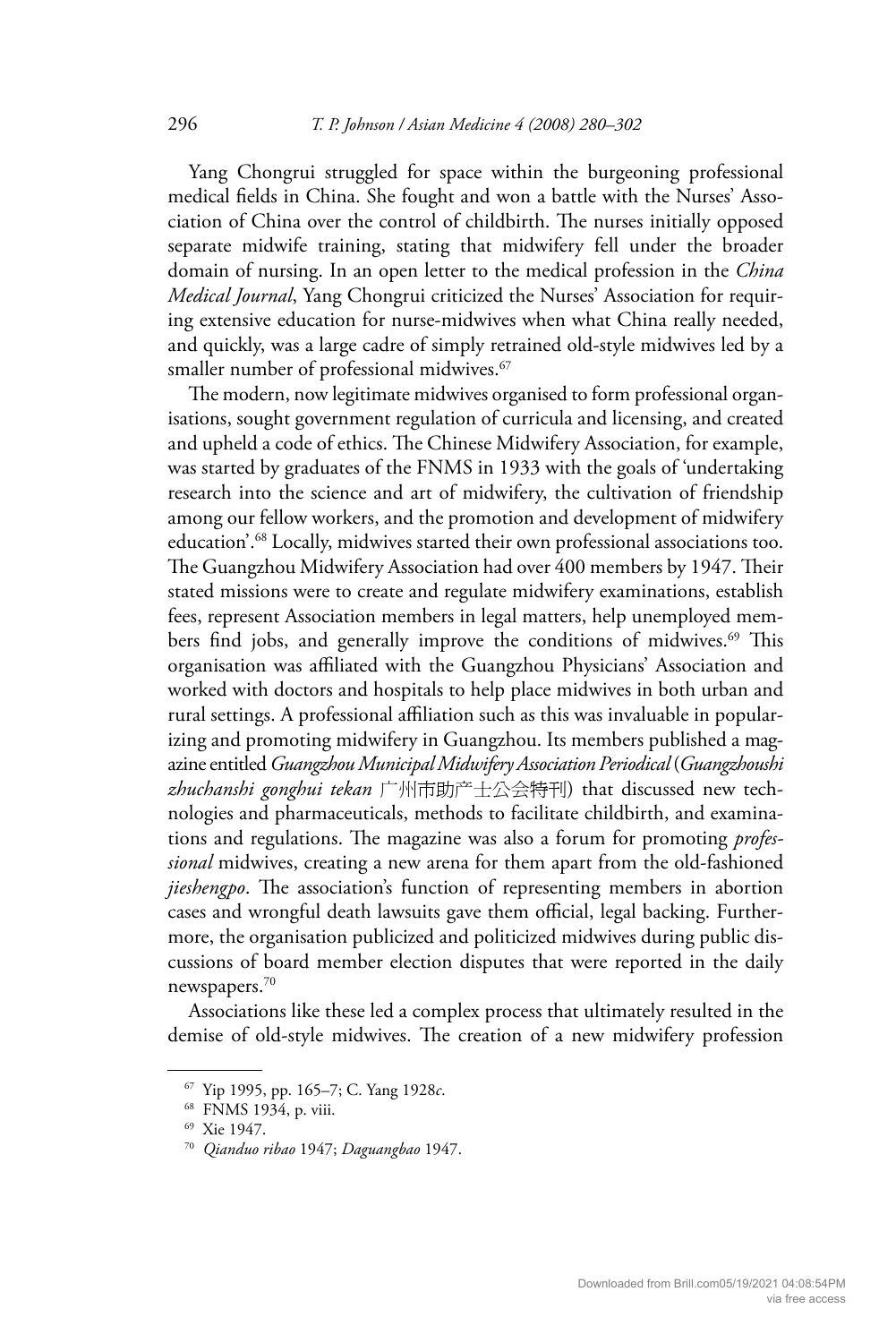Yang Chongrui struggled for space within the burgeoning professional medical fields in China. She fought and won a battle with the Nurses' Association of China over the control of childbirth. The nurses initially opposed separate midwife training, stating that midwifery fell under the broader domain of nursing. In an open letter to the medical profession in the *China Medical Journal*, Yang Chongrui criticized the Nurses' Association for requiring extensive education for nurse-midwives when what China really needed, and quickly, was a large cadre of simply retrained old-style midwives led by a smaller number of professional midwives.[67]

The modern, now legitimate midwives organised to form professional organisations, sought government regulation of curricula and licensing, and created and upheld a code of ethics. The Chinese Midwifery Association, for example, was started by graduates of the FNMS in 1933 with the goals of 'undertaking research into the science and art of midwifery, the cultivation of friendship among our fellow workers, and the promotion and development of midwifery education'.[68] Locally, midwives started their own professional associations too. The Guangzhou Midwifery Association had over 400 members by 1947. Their stated missions were to create and regulate midwifery examinations, establish fees, represent Association members in legal matters, help unemployed members find jobs, and generally improve the conditions of midwives.[69] This organisation was affiliated with the Guangzhou Physicians' Association and worked with doctors and hospitals to help place midwives in both urban and rural settings. A professional affiliation such as this was invaluable in popularizing and promoting midwifery in Guangzhou. Its members published a magazine entitled *Guangzhou Municipal Midwifery Association Periodical* (*Guangzhoushi zhuchanshi gonghui tekan* 广州市助产士公会特刊) that discussed new technologies and pharmaceuticals, methods to facilitate childbirth, and examinations and regulations. The magazine was also a forum for promoting *professional* midwives, creating a new arena for them apart from the old-fashioned *jieshengpo*. The association's function of representing members in abortion cases and wrongful death lawsuits gave them official, legal backing. Furthermore, the organisation publicized and politicized midwives during public discussions of board member election disputes that were reported in the daily newspapers.[70]

Associations like these led a complex process that ultimately resulted in the demise of old-style midwives. The creation of a new midwifery profession

[67] Yip 1995, pp. 165–7; C. Yang 1928*c*.

[68] FNMS 1934, p. viii.

[69] Xie 1947.

[70] *Qianduo ribao* 1947; *Daguangbao* 1947.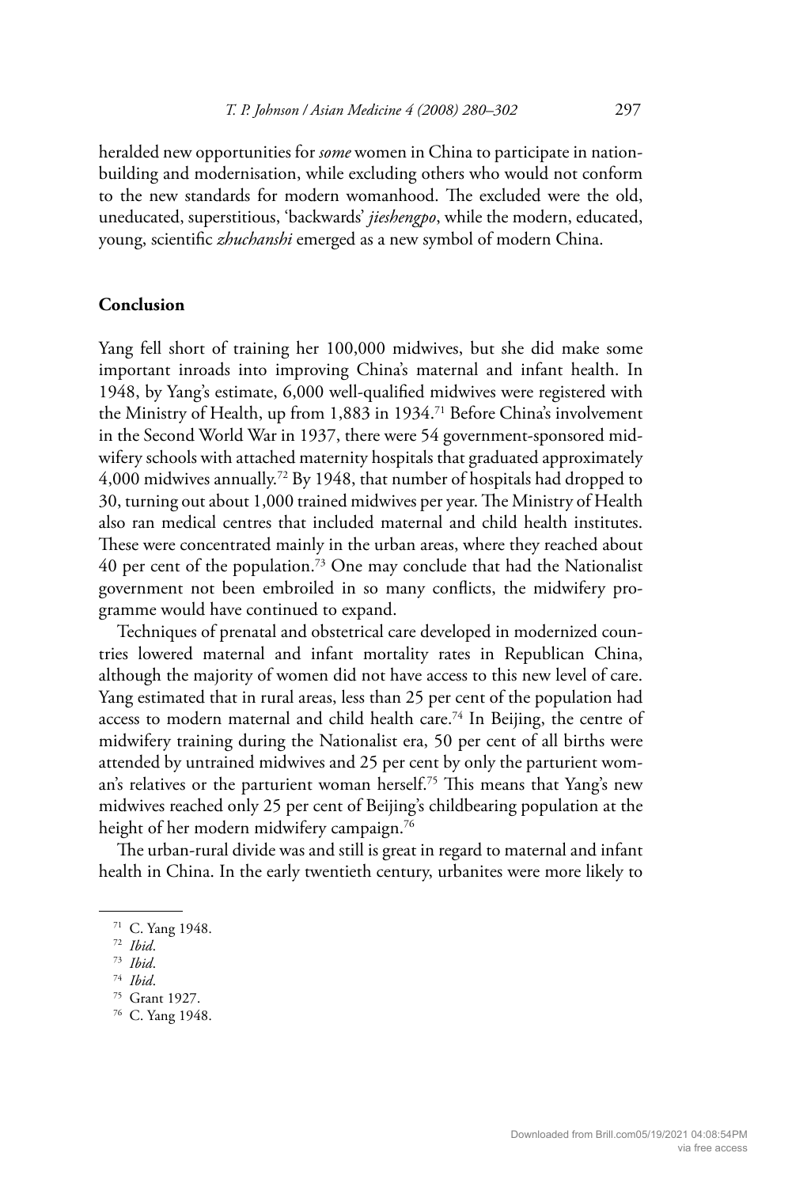heralded new opportunities for *some* women in China to participate in nation-building and modernisation, while excluding others who would not conform to the new standards for modern womanhood. The excluded were the old, uneducated, superstitious, 'backwards' *jieshengpo*, while the modern, educated, young, scientific *zhuchanshi* emerged as a new symbol of modern China.

## Conclusion

Yang fell short of training her 100,000 midwives, but she did make some important inroads into improving China's maternal and infant health. In 1948, by Yang's estimate, 6,000 well-qualified midwives were registered with the Ministry of Health, up from 1,883 in 1934.[71] Before China's involvement in the Second World War in 1937, there were 54 government-sponsored midwifery schools with attached maternity hospitals that graduated approximately 4,000 midwives annually.[72] By 1948, that number of hospitals had dropped to 30, turning out about 1,000 trained midwives per year. The Ministry of Health also ran medical centres that included maternal and child health institutes. These were concentrated mainly in the urban areas, where they reached about 40 per cent of the population.[73] One may conclude that had the Nationalist government not been embroiled in so many conflicts, the midwifery programme would have continued to expand.

Techniques of prenatal and obstetrical care developed in modernized countries lowered maternal and infant mortality rates in Republican China, although the majority of women did not have access to this new level of care. Yang estimated that in rural areas, less than 25 per cent of the population had access to modern maternal and child health care.[74] In Beijing, the centre of midwifery training during the Nationalist era, 50 per cent of all births were attended by untrained midwives and 25 per cent by only the parturient woman's relatives or the parturient woman herself.[75] This means that Yang's new midwives reached only 25 per cent of Beijing's childbearing population at the height of her modern midwifery campaign.[76]

The urban-rural divide was and still is great in regard to maternal and infant health in China. In the early twentieth century, urbanites were more likely to

[71] C. Yang 1948.

[72] *Ibid*.

[73] *Ibid*.

[74] *Ibid*.

[75] Grant 1927.

[76] C. Yang 1948.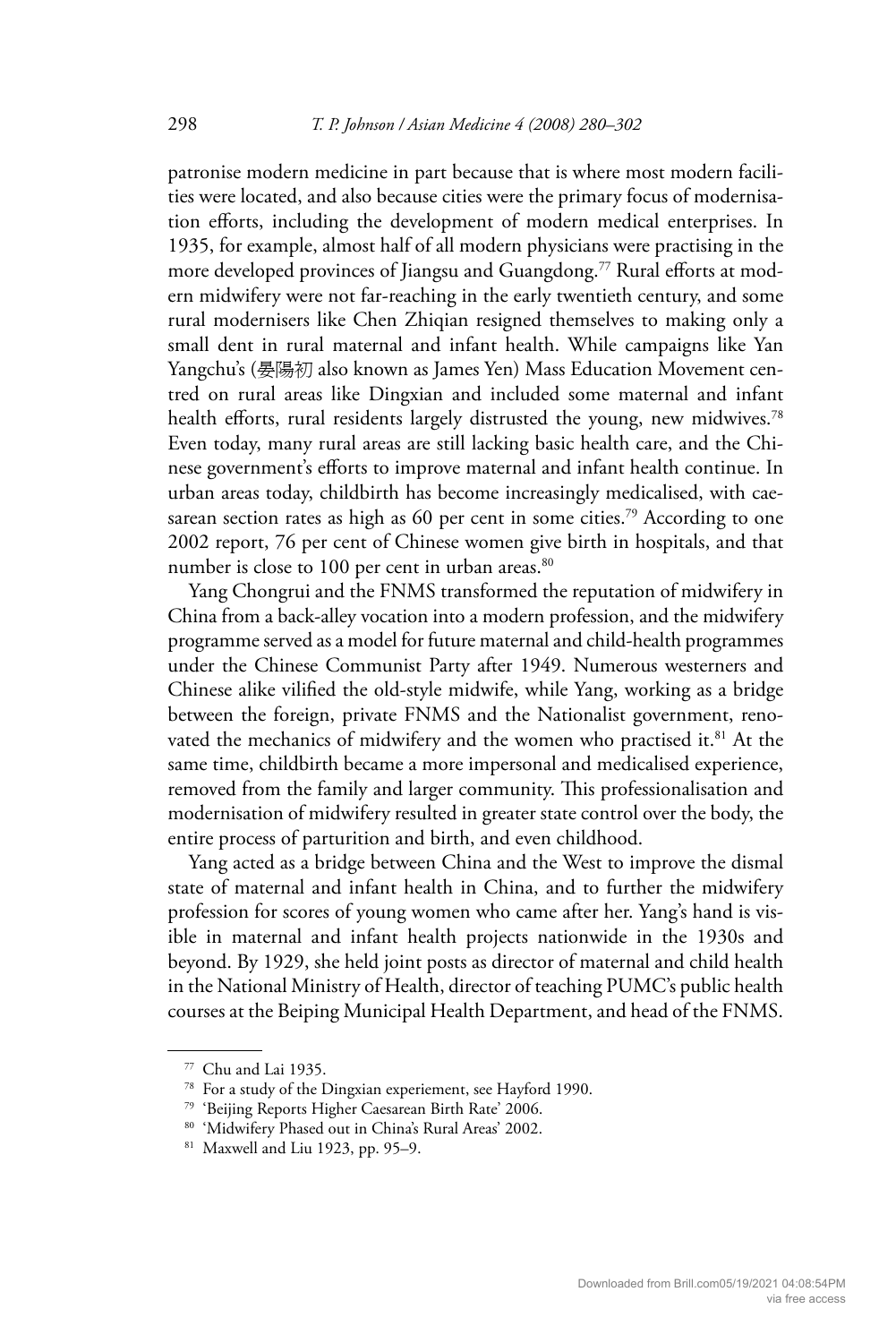patronise modern medicine in part because that is where most modern facilities were located, and also because cities were the primary focus of modernisation efforts, including the development of modern medical enterprises. In 1935, for example, almost half of all modern physicians were practising in the more developed provinces of Jiangsu and Guangdong.[77] Rural efforts at modern midwifery were not far-reaching in the early twentieth century, and some rural modernisers like Chen Zhiqian resigned themselves to making only a small dent in rural maternal and infant health. While campaigns like Yan Yangchu's (晏陽初 also known as James Yen) Mass Education Movement centred on rural areas like Dingxian and included some maternal and infant health efforts, rural residents largely distrusted the young, new midwives.[78] Even today, many rural areas are still lacking basic health care, and the Chinese government's efforts to improve maternal and infant health continue. In urban areas today, childbirth has become increasingly medicalised, with caesarean section rates as high as 60 per cent in some cities.[79] According to one 2002 report, 76 per cent of Chinese women give birth in hospitals, and that number is close to 100 per cent in urban areas.[80]

Yang Chongrui and the FNMS transformed the reputation of midwifery in China from a back-alley vocation into a modern profession, and the midwifery programme served as a model for future maternal and child-health programmes under the Chinese Communist Party after 1949. Numerous westerners and Chinese alike vilified the old-style midwife, while Yang, working as a bridge between the foreign, private FNMS and the Nationalist government, renovated the mechanics of midwifery and the women who practised it.[81] At the same time, childbirth became a more impersonal and medicalised experience, removed from the family and larger community. This professionalisation and modernisation of midwifery resulted in greater state control over the body, the entire process of parturition and birth, and even childhood.

Yang acted as a bridge between China and the West to improve the dismal state of maternal and infant health in China, and to further the midwifery profession for scores of young women who came after her. Yang's hand is visible in maternal and infant health projects nationwide in the 1930s and beyond. By 1929, she held joint posts as director of maternal and child health in the National Ministry of Health, director of teaching PUMC's public health courses at the Beiping Municipal Health Department, and head of the FNMS.

---

[77] Chu and Lai 1935.

[78] For a study of the Dingxian experiement, see Hayford 1990.

[79] 'Beijing Reports Higher Caesarean Birth Rate' 2006.

[80] 'Midwifery Phased out in China's Rural Areas' 2002.

[81] Maxwell and Liu 1923, pp. 95–9.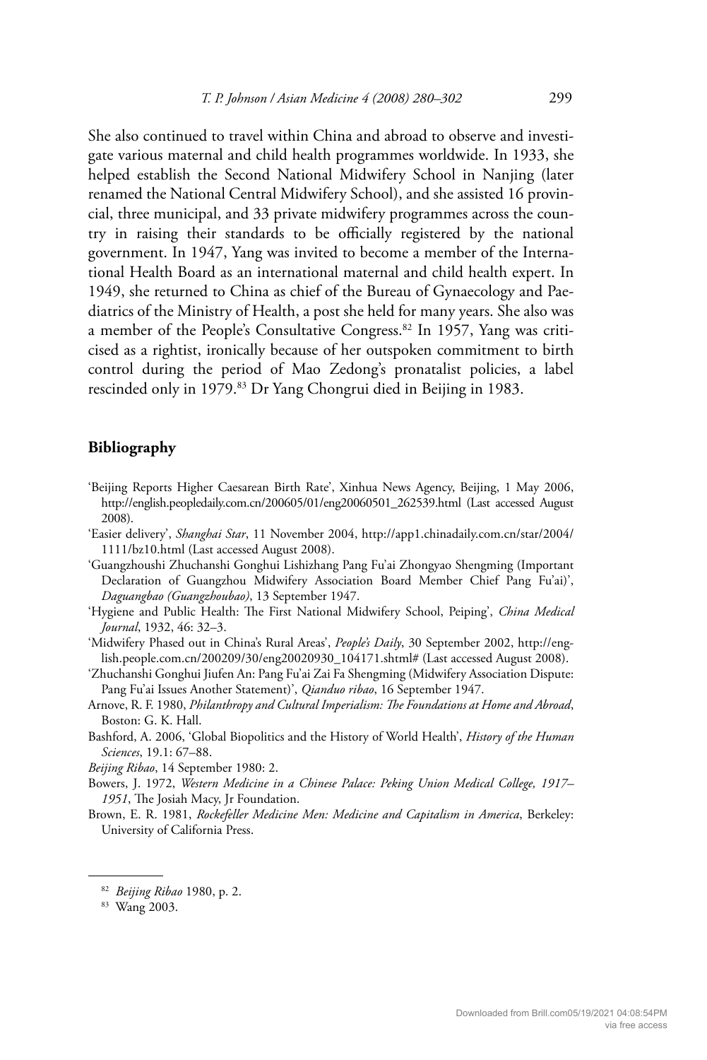She also continued to travel within China and abroad to observe and investigate various maternal and child health programmes worldwide. In 1933, she helped establish the Second National Midwifery School in Nanjing (later renamed the National Central Midwifery School), and she assisted 16 provincial, three municipal, and 33 private midwifery programmes across the country in raising their standards to be officially registered by the national government. In 1947, Yang was invited to become a member of the International Health Board as an international maternal and child health expert. In 1949, she returned to China as chief of the Bureau of Gynaecology and Paediatrics of the Ministry of Health, a post she held for many years. She also was a member of the People's Consultative Congress.[82] In 1957, Yang was criticised as a rightist, ironically because of her outspoken commitment to birth control during the period of Mao Zedong's pronatalist policies, a label rescinded only in 1979.[83] Dr Yang Chongrui died in Beijing in 1983.

## Bibliography

'Beijing Reports Higher Caesarean Birth Rate', Xinhua News Agency, Beijing, 1 May 2006, http://english.peopledaily.com.cn/200605/01/eng20060501_262539.html (Last accessed August 2008).

'Easier delivery', *Shanghai Star*, 11 November 2004, http://app1.chinadaily.com.cn/star/2004/1111/bz10.html (Last accessed August 2008).

'Guangzhoushi Zhuchanshi Gonghui Lishizhang Pang Fu'ai Zhongyao Shengming (Important Declaration of Guangzhou Midwifery Association Board Member Chief Pang Fu'ai)', *Daguangbao (Guangzhoubao)*, 13 September 1947.

'Hygiene and Public Health: The First National Midwifery School, Peiping', *China Medical Journal*, 1932, 46: 32–3.

'Midwifery Phased out in China's Rural Areas', *People's Daily*, 30 September 2002, http://english.people.com.cn/200209/30/eng20020930_104171.shtml# (Last accessed August 2008).

'Zhuchanshi Gonghui Jiufen An: Pang Fu'ai Zai Fa Shengming (Midwifery Association Dispute: Pang Fu'ai Issues Another Statement)', *Qianduo ribao*, 16 September 1947.

Arnove, R. F. 1980, *Philanthropy and Cultural Imperialism: The Foundations at Home and Abroad*, Boston: G. K. Hall.

Bashford, A. 2006, 'Global Biopolitics and the History of World Health', *History of the Human Sciences*, 19.1: 67–88.

*Beijing Ribao*, 14 September 1980: 2.

Bowers, J. 1972, *Western Medicine in a Chinese Palace: Peking Union Medical College, 1917–1951*, The Josiah Macy, Jr Foundation.

Brown, E. R. 1981, *Rockefeller Medicine Men: Medicine and Capitalism in America*, Berkeley: University of California Press.

---

[82] *Beijing Ribao* 1980, p. 2.

[83] Wang 2003.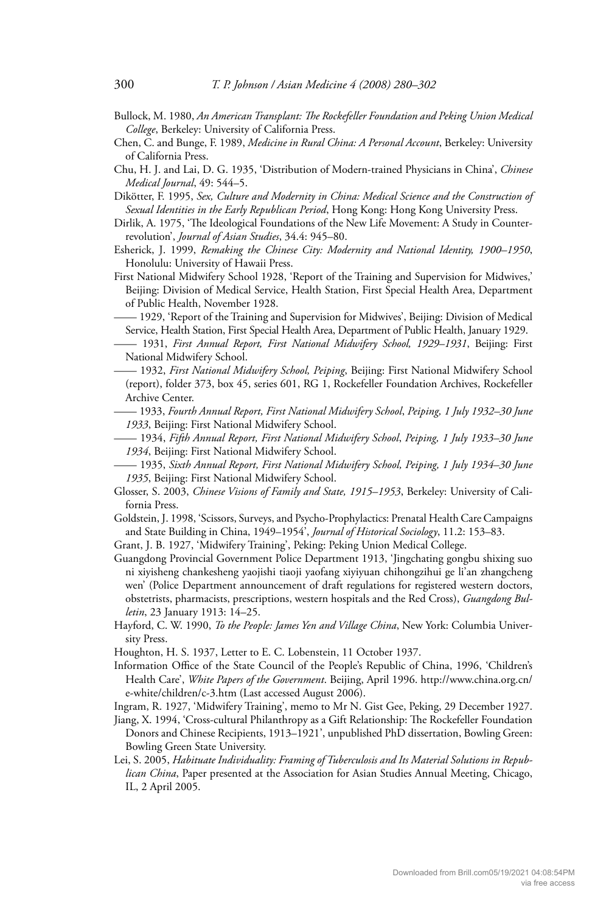Bullock, M. 1980, *An American Transplant: The Rockefeller Foundation and Peking Union Medical College*, Berkeley: University of California Press.

Chen, C. and Bunge, F. 1989, *Medicine in Rural China: A Personal Account*, Berkeley: University of California Press.

Chu, H. J. and Lai, D. G. 1935, 'Distribution of Modern-trained Physicians in China', *Chinese Medical Journal*, 49: 544–5.

Dikötter, F. 1995, *Sex, Culture and Modernity in China: Medical Science and the Construction of Sexual Identities in the Early Republican Period*, Hong Kong: Hong Kong University Press.

Dirlik, A. 1975, 'The Ideological Foundations of the New Life Movement: A Study in Counter-revolution', *Journal of Asian Studies*, 34.4: 945–80.

Esherick, J. 1999, *Remaking the Chinese City: Modernity and National Identity, 1900–1950*, Honolulu: University of Hawaii Press.

First National Midwifery School 1928, 'Report of the Training and Supervision for Midwives,' Beijing: Division of Medical Service, Health Station, First Special Health Area, Department of Public Health, November 1928.

—— 1929, 'Report of the Training and Supervision for Midwives', Beijing: Division of Medical Service, Health Station, First Special Health Area, Department of Public Health, January 1929.

—— 1931, *First Annual Report, First National Midwifery School, 1929–1931*, Beijing: First National Midwifery School.

—— 1932, *First National Midwifery School, Peiping*, Beijing: First National Midwifery School (report), folder 373, box 45, series 601, RG 1, Rockefeller Foundation Archives, Rockefeller Archive Center.

—— 1933, *Fourth Annual Report, First National Midwifery School*, *Peiping, 1 July 1932–30 June 1933*, Beijing: First National Midwifery School.

—— 1934, *Fifth Annual Report, First National Midwifery School*, *Peiping, 1 July 1933–30 June 1934*, Beijing: First National Midwifery School.

—— 1935, *Sixth Annual Report, First National Midwifery School, Peiping, 1 July 1934–30 June 1935*, Beijing: First National Midwifery School.

Glosser, S. 2003, *Chinese Visions of Family and State, 1915–1953*, Berkeley: University of California Press.

Goldstein, J. 1998, 'Scissors, Surveys, and Psycho-Prophylactics: Prenatal Health Care Campaigns and State Building in China, 1949–1954', *Journal of Historical Sociology*, 11.2: 153–83.

Grant, J. B. 1927, 'Midwifery Training', Peking: Peking Union Medical College.

Guangdong Provincial Government Police Department 1913, 'Jingchating gongbu shixing suo ni xiyisheng chankesheng yaojishi tiaoji yaofang xiyiyuan chihongzihui ge li'an zhangcheng wen' (Police Department announcement of draft regulations for registered western doctors, obstetrists, pharmacists, prescriptions, western hospitals and the Red Cross), *Guangdong Bulletin*, 23 January 1913: 14–25.

Hayford, C. W. 1990, *To the People: James Yen and Village China*, New York: Columbia University Press.

Houghton, H. S. 1937, Letter to E. C. Lobenstein, 11 October 1937.

Information Office of the State Council of the People's Republic of China, 1996, 'Children's Health Care', *White Papers of the Government*. Beijing, April 1996. http://www.china.org.cn/e-white/children/c-3.htm (Last accessed August 2006).

Ingram, R. 1927, 'Midwifery Training', memo to Mr N. Gist Gee, Peking, 29 December 1927.

Jiang, X. 1994, 'Cross-cultural Philanthropy as a Gift Relationship: The Rockefeller Foundation Donors and Chinese Recipients, 1913–1921', unpublished PhD dissertation, Bowling Green: Bowling Green State University.

Lei, S. 2005, *Habituate Individuality: Framing of Tuberculosis and Its Material Solutions in Republican China*, Paper presented at the Association for Asian Studies Annual Meeting, Chicago, IL, 2 April 2005.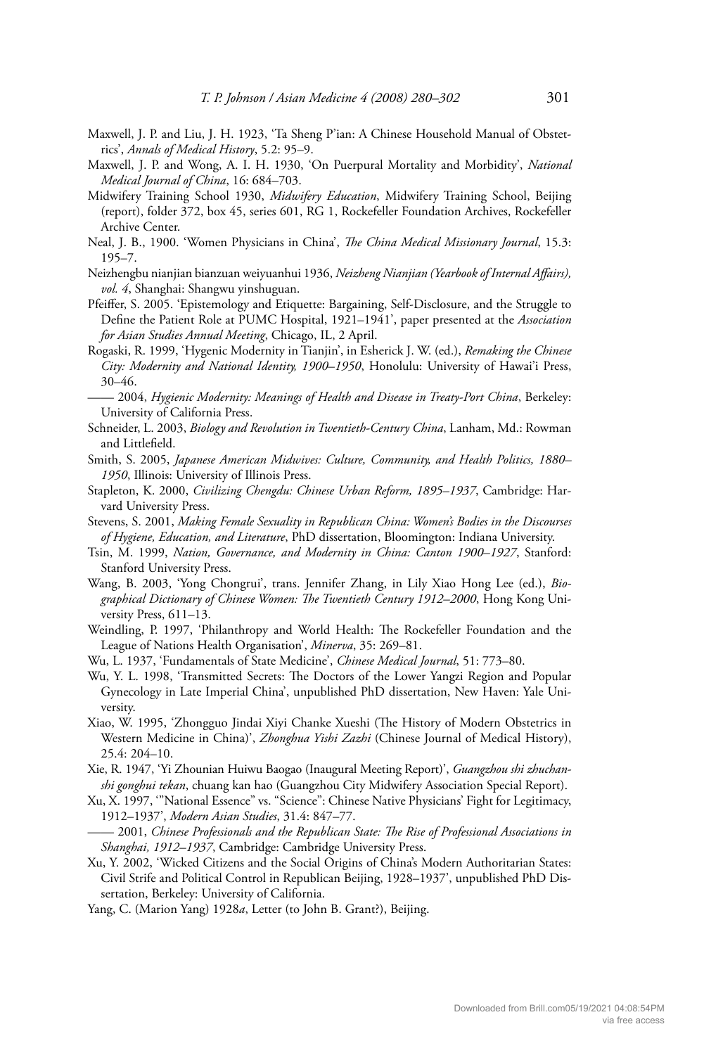Maxwell, J. P. and Liu, J. H. 1923, 'Ta Sheng P'ian: A Chinese Household Manual of Obstetrics', *Annals of Medical History*, 5.2: 95–9.

Maxwell, J. P. and Wong, A. I. H. 1930, 'On Puerpural Mortality and Morbidity', *National Medical Journal of China*, 16: 684–703.

Midwifery Training School 1930, *Midwifery Education*, Midwifery Training School, Beijing (report), folder 372, box 45, series 601, RG 1, Rockefeller Foundation Archives, Rockefeller Archive Center.

Neal, J. B., 1900. 'Women Physicians in China', *The China Medical Missionary Journal*, 15.3: 195–7.

Neizhengbu nianjian bianzuan weiyuanhui 1936, *Neizheng Nianjian (Yearbook of Internal Affairs), vol. 4*, Shanghai: Shangwu yinshuguan.

Pfeiffer, S. 2005. 'Epistemology and Etiquette: Bargaining, Self-Disclosure, and the Struggle to Define the Patient Role at PUMC Hospital, 1921–1941', paper presented at the *Association for Asian Studies Annual Meeting*, Chicago, IL, 2 April.

Rogaski, R. 1999, 'Hygenic Modernity in Tianjin', in Esherick J. W. (ed.), *Remaking the Chinese City: Modernity and National Identity, 1900–1950*, Honolulu: University of Hawai'i Press, 30–46.

—— 2004, *Hygienic Modernity: Meanings of Health and Disease in Treaty-Port China*, Berkeley: University of California Press.

Schneider, L. 2003, *Biology and Revolution in Twentieth-Century China*, Lanham, Md.: Rowman and Littlefield.

Smith, S. 2005, *Japanese American Midwives: Culture, Community, and Health Politics, 1880–1950*, Illinois: University of Illinois Press.

Stapleton, K. 2000, *Civilizing Chengdu: Chinese Urban Reform, 1895–1937*, Cambridge: Harvard University Press.

Stevens, S. 2001, *Making Female Sexuality in Republican China: Women's Bodies in the Discourses of Hygiene, Education, and Literature*, PhD dissertation, Bloomington: Indiana University.

Tsin, M. 1999, *Nation, Governance, and Modernity in China: Canton 1900–1927*, Stanford: Stanford University Press.

Wang, B. 2003, 'Yong Chongrui', trans. Jennifer Zhang, in Lily Xiao Hong Lee (ed.), *Biographical Dictionary of Chinese Women: The Twentieth Century 1912–2000*, Hong Kong University Press, 611–13.

Weindling, P. 1997, 'Philanthropy and World Health: The Rockefeller Foundation and the League of Nations Health Organisation', *Minerva*, 35: 269–81.

Wu, L. 1937, 'Fundamentals of State Medicine', *Chinese Medical Journal*, 51: 773–80.

Wu, Y. L. 1998, 'Transmitted Secrets: The Doctors of the Lower Yangzi Region and Popular Gynecology in Late Imperial China', unpublished PhD dissertation, New Haven: Yale University.

Xiao, W. 1995, 'Zhongguo Jindai Xiyi Chanke Xueshi (The History of Modern Obstetrics in Western Medicine in China)', *Zhonghua Yishi Zazhi* (Chinese Journal of Medical History), 25.4: 204–10.

Xie, R. 1947, 'Yi Zhounian Huiwu Baogao (Inaugural Meeting Report)', *Guangzhou shi zhuchanshi gonghui tekan*, chuang kan hao (Guangzhou City Midwifery Association Special Report).

Xu, X. 1997, '"National Essence" vs. "Science": Chinese Native Physicians' Fight for Legitimacy, 1912–1937', *Modern Asian Studies*, 31.4: 847–77.

—— 2001, *Chinese Professionals and the Republican State: The Rise of Professional Associations in Shanghai, 1912–1937*, Cambridge: Cambridge University Press.

Xu, Y. 2002, 'Wicked Citizens and the Social Origins of China's Modern Authoritarian States: Civil Strife and Political Control in Republican Beijing, 1928–1937', unpublished PhD Dissertation, Berkeley: University of California.

Yang, C. (Marion Yang) 1928*a*, Letter (to John B. Grant?), Beijing.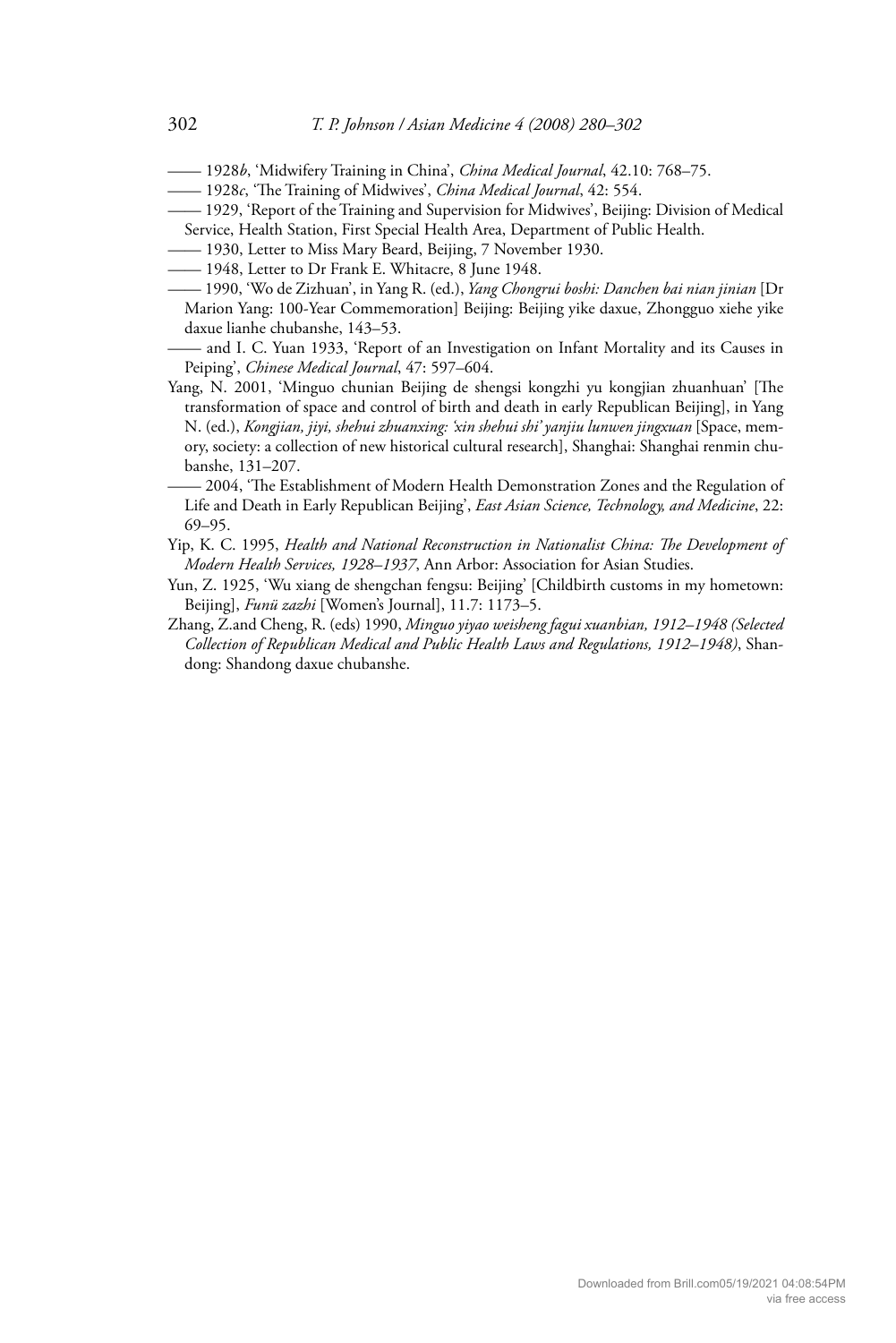—— 1928*b*, 'Midwifery Training in China', *China Medical Journal*, 42.10: 768–75.

—— 1928*c*, 'The Training of Midwives', *China Medical Journal*, 42: 554.

—— 1929, 'Report of the Training and Supervision for Midwives', Beijing: Division of Medical Service, Health Station, First Special Health Area, Department of Public Health.

—— 1930, Letter to Miss Mary Beard, Beijing, 7 November 1930.

—— 1948, Letter to Dr Frank E. Whitacre, 8 June 1948.

—— 1990, 'Wo de Zizhuan', in Yang R. (ed.), *Yang Chongrui boshi: Danchen bai nian jinian* [Dr Marion Yang: 100-Year Commemoration] Beijing: Beijing yike daxue, Zhongguo xiehe yike daxue lianhe chubanshe, 143–53.

—— and I. C. Yuan 1933, 'Report of an Investigation on Infant Mortality and its Causes in Peiping', *Chinese Medical Journal*, 47: 597–604.

Yang, N. 2001, 'Minguo chunian Beijing de shengsi kongzhi yu kongjian zhuanhuan' [The transformation of space and control of birth and death in early Republican Beijing], in Yang N. (ed.), *Kongjian, jiyi, shehui zhuanxing: 'xin shehui shi' yanjiu lunwen jingxuan* [Space, memory, society: a collection of new historical cultural research], Shanghai: Shanghai renmin chubanshe, 131–207.

—— 2004, 'The Establishment of Modern Health Demonstration Zones and the Regulation of Life and Death in Early Republican Beijing', *East Asian Science, Technology, and Medicine*, 22: 69–95.

Yip, K. C. 1995, *Health and National Reconstruction in Nationalist China: The Development of Modern Health Services, 1928–1937*, Ann Arbor: Association for Asian Studies.

Yun, Z. 1925, 'Wu xiang de shengchan fengsu: Beijing' [Childbirth customs in my hometown: Beijing], *Funü zazhi* [Women's Journal], 11.7: 1173–5.

Zhang, Z.and Cheng, R. (eds) 1990, *Minguo yiyao weisheng fagui xuanbian, 1912–1948 (Selected Collection of Republican Medical and Public Health Laws and Regulations, 1912–1948)*, Shandong: Shandong daxue chubanshe.